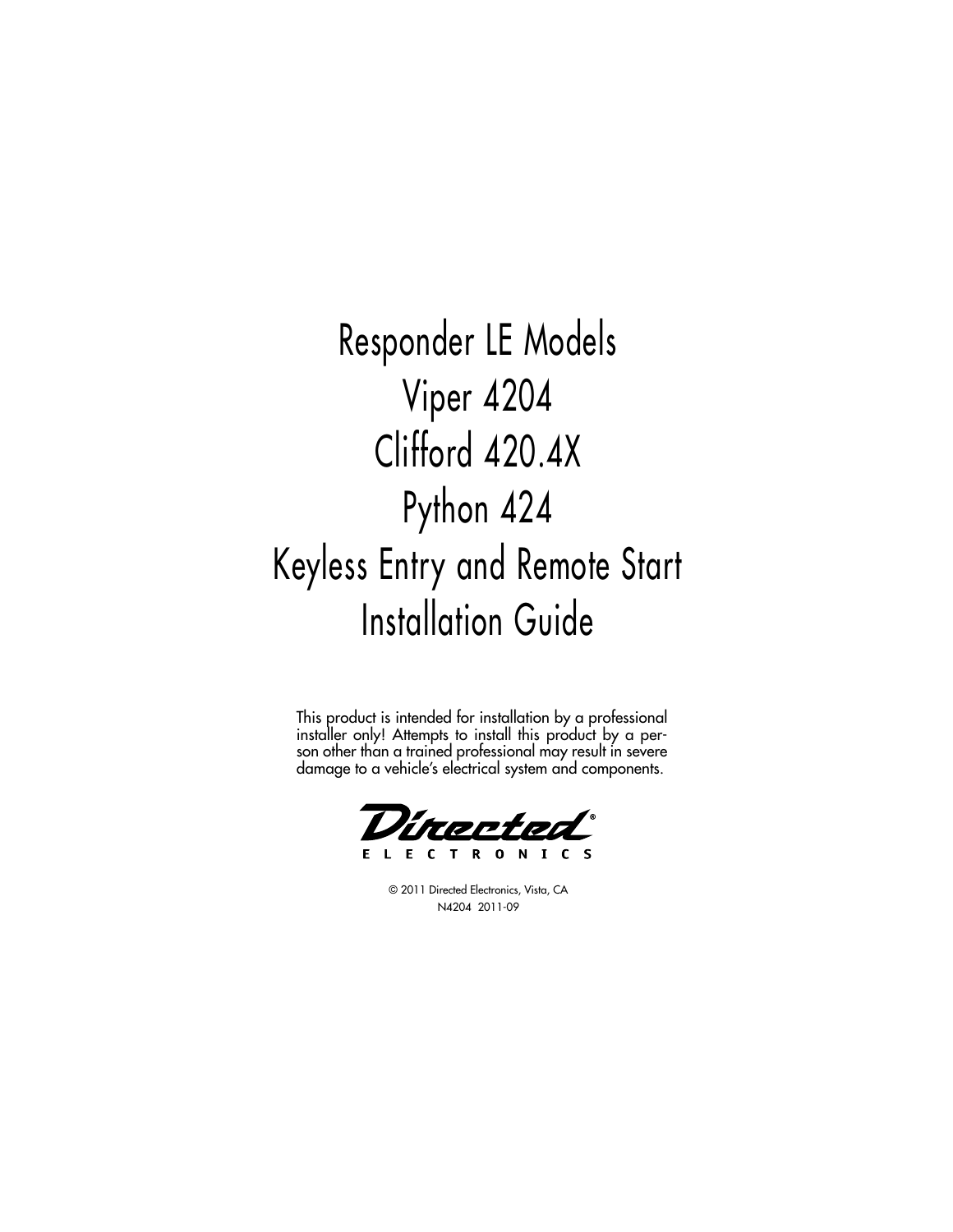# Responder LE Models
# Viper 4204
# Clifford 420.4X
# Python 424
# Keyless Entry and Remote Start
# Installation Guide

This product is intended for installation by a professional installer only! Attempts to install this product by a person other than a trained professional may result in severe damage to a vehicle's electrical system and components.

Directed® ELECTRONICS

© 2011 Directed Electronics, Vista, CA
N4204 2011-09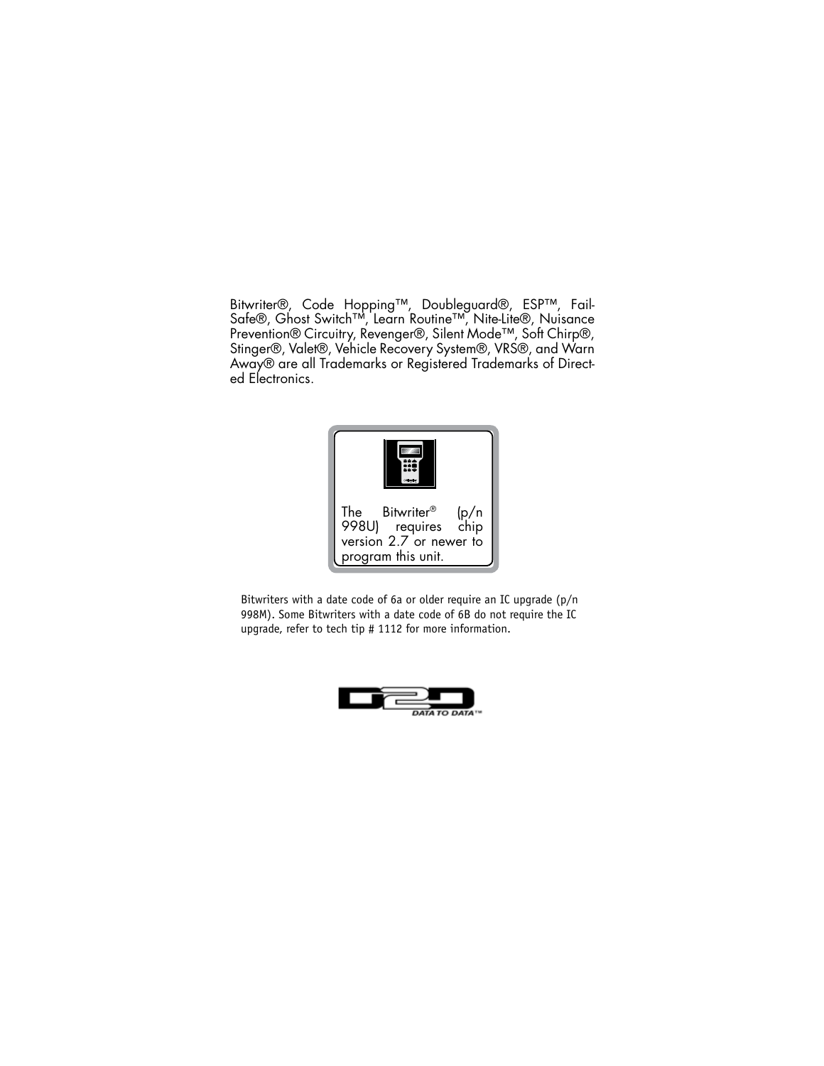Bitwriter®, Code Hopping™, Doubleguard®, ESP™, Fail-Safe®, Ghost Switch™, Learn Routine™, Nite-Lite®, Nuisance Prevention® Circuitry, Revenger®, Silent Mode™, Soft Chirp®, Stinger®, Valet®, Vehicle Recovery System®, VRS®, and Warn Away® are all Trademarks or Registered Trademarks of Directed Electronics.

The Bitwriter® (p/n 998U) requires chip version 2.7 or newer to program this unit.

Bitwriters with a date code of 6a or older require an IC upgrade (p/n 998M). Some Bitwriters with a date code of 6B do not require the IC upgrade, refer to tech tip # 1112 for more information.

DATA TO DATA™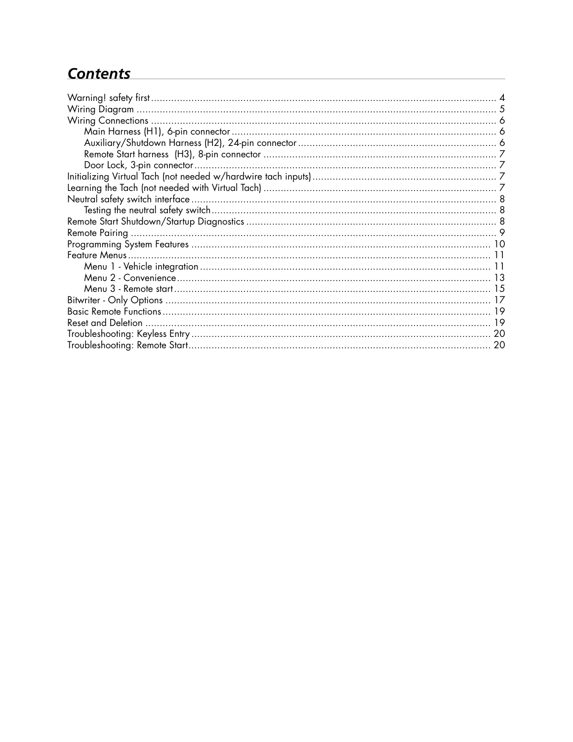## *Contents*

Warning! safety first ........................................................ 4
Wiring Diagram ........................................................ 5
Wiring Connections ........................................................ 6
  Main Harness (H1), 6-pin connector ........................................................ 6
  Auxiliary/Shutdown Harness (H2), 24-pin connector ........................................................ 6
  Remote Start harness (H3), 8-pin connector ........................................................ 7
  Door Lock, 3-pin connector ........................................................ 7
Initializing Virtual Tach (not needed w/hardwire tach inputs) ........................................................ 7
Learning the Tach (not needed with Virtual Tach) ........................................................ 7
Neutral safety switch interface ........................................................ 8
  Testing the neutral safety switch ........................................................ 8
Remote Start Shutdown/Startup Diagnostics ........................................................ 8
Remote Pairing ........................................................ 9
Programming System Features ........................................................ 10
Feature Menus ........................................................ 11
  Menu 1 - Vehicle integration ........................................................ 11
  Menu 2 - Convenience ........................................................ 13
  Menu 3 - Remote start ........................................................ 15
Bitwriter - Only Options ........................................................ 17
Basic Remote Functions ........................................................ 19
Reset and Deletion ........................................................ 19
Troubleshooting: Keyless Entry ........................................................ 20
Troubleshooting: Remote Start ........................................................ 20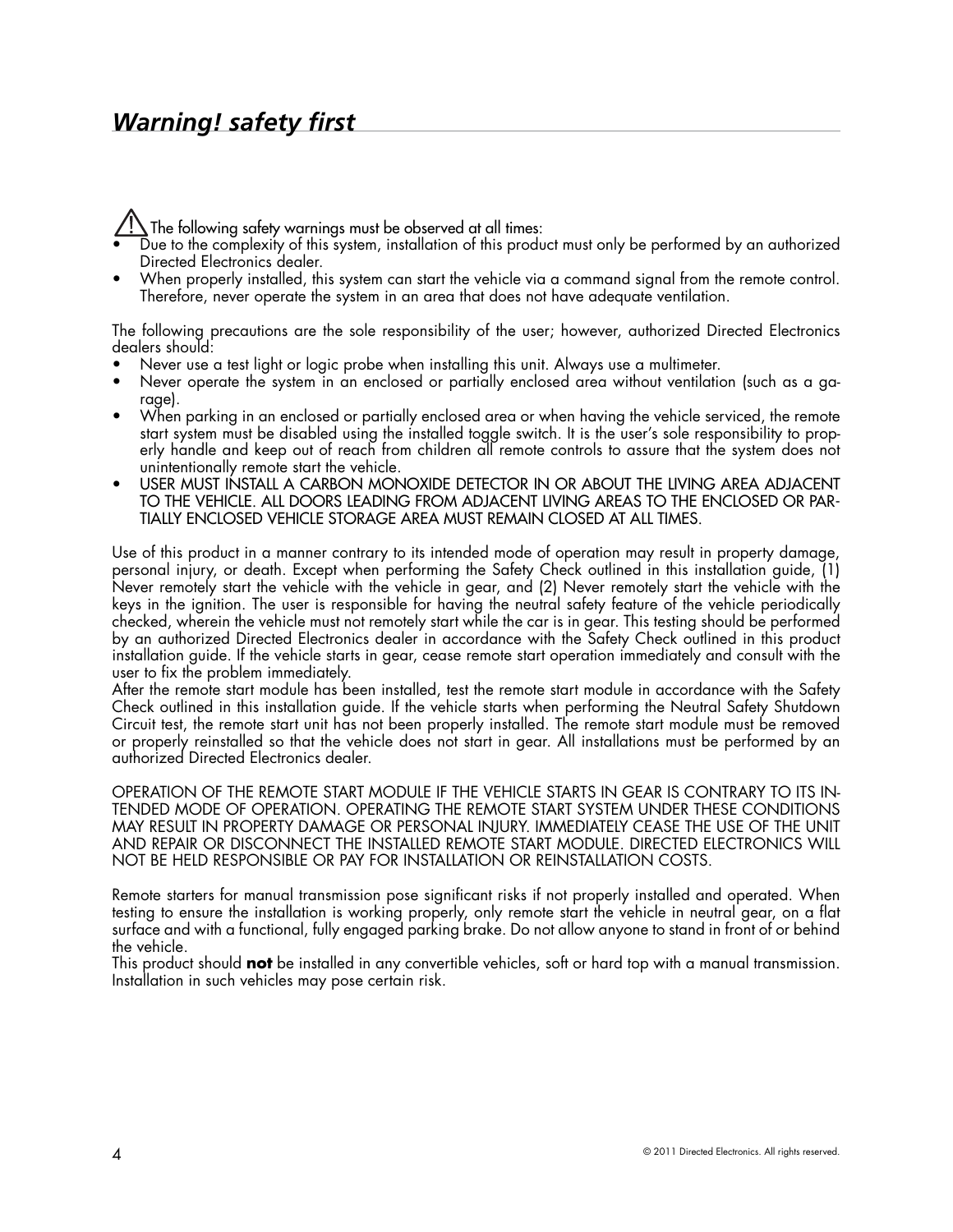# *Warning! safety first*

⚠ The following safety warnings must be observed at all times:

- Due to the complexity of this system, installation of this product must only be performed by an authorized Directed Electronics dealer.
- When properly installed, this system can start the vehicle via a command signal from the remote control. Therefore, never operate the system in an area that does not have adequate ventilation.

The following precautions are the sole responsibility of the user; however, authorized Directed Electronics dealers should:

- Never use a test light or logic probe when installing this unit. Always use a multimeter.
- Never operate the system in an enclosed or partially enclosed area without ventilation (such as a garage).
- When parking in an enclosed or partially enclosed area or when having the vehicle serviced, the remote start system must be disabled using the installed toggle switch. It is the user's sole responsibility to properly handle and keep out of reach from children all remote controls to assure that the system does not unintentionally remote start the vehicle.
- USER MUST INSTALL A CARBON MONOXIDE DETECTOR IN OR ABOUT THE LIVING AREA ADJACENT TO THE VEHICLE. ALL DOORS LEADING FROM ADJACENT LIVING AREAS TO THE ENCLOSED OR PARTIALLY ENCLOSED VEHICLE STORAGE AREA MUST REMAIN CLOSED AT ALL TIMES.

Use of this product in a manner contrary to its intended mode of operation may result in property damage, personal injury, or death. Except when performing the Safety Check outlined in this installation guide, (1) Never remotely start the vehicle with the vehicle in gear, and (2) Never remotely start the vehicle with the keys in the ignition. The user is responsible for having the neutral safety feature of the vehicle periodically checked, wherein the vehicle must not remotely start while the car is in gear. This testing should be performed by an authorized Directed Electronics dealer in accordance with the Safety Check outlined in this product installation guide. If the vehicle starts in gear, cease remote start operation immediately and consult with the user to fix the problem immediately.

After the remote start module has been installed, test the remote start module in accordance with the Safety Check outlined in this installation guide. If the vehicle starts when performing the Neutral Safety Shutdown Circuit test, the remote start unit has not been properly installed. The remote start module must be removed or properly reinstalled so that the vehicle does not start in gear. All installations must be performed by an authorized Directed Electronics dealer.

OPERATION OF THE REMOTE START MODULE IF THE VEHICLE STARTS IN GEAR IS CONTRARY TO ITS INTENDED MODE OF OPERATION. OPERATING THE REMOTE START SYSTEM UNDER THESE CONDITIONS MAY RESULT IN PROPERTY DAMAGE OR PERSONAL INJURY. IMMEDIATELY CEASE THE USE OF THE UNIT AND REPAIR OR DISCONNECT THE INSTALLED REMOTE START MODULE. DIRECTED ELECTRONICS WILL NOT BE HELD RESPONSIBLE OR PAY FOR INSTALLATION OR REINSTALLATION COSTS.

Remote starters for manual transmission pose significant risks if not properly installed and operated. When testing to ensure the installation is working properly, only remote start the vehicle in neutral gear, on a flat surface and with a functional, fully engaged parking brake. Do not allow anyone to stand in front of or behind the vehicle.

This product should **not** be installed in any convertible vehicles, soft or hard top with a manual transmission. Installation in such vehicles may pose certain risk.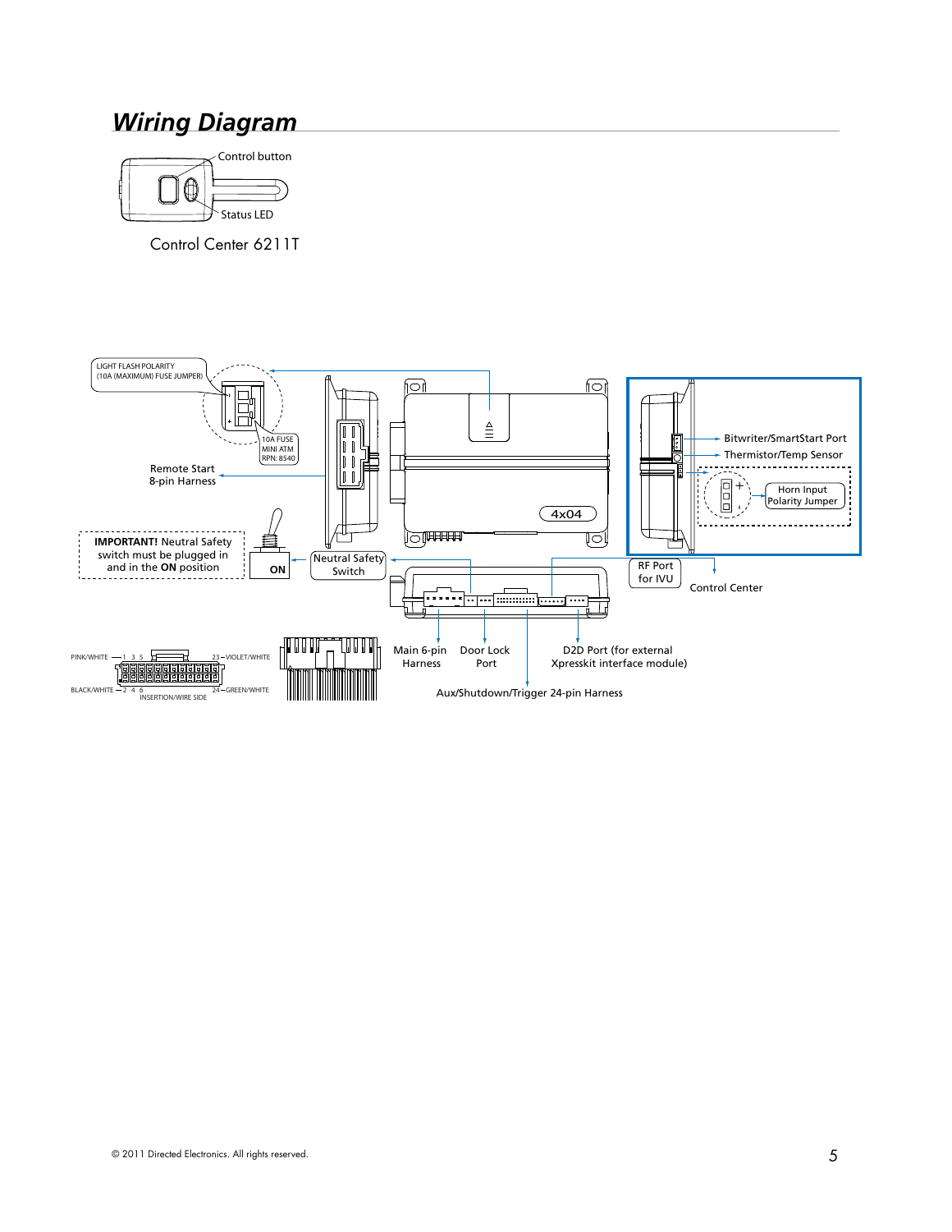## Wiring Diagram

Control button

Status LED

Control Center 6211T

LIGHT FLASH POLARITY (10A (MAXIMUM) FUSE JUMPER)

10A FUSE MINI ATM RPN: 8540

Remote Start 8-pin Harness

4x04

Bitwriter/SmartStart Port

Thermistor/Temp Sensor

Horn Input Polarity Jumper

**IMPORTANT!** Neutral Safety switch must be plugged in and in the **ON** position

ON

Neutral Safety Switch

RF Port for IVU

Control Center

PINK/WHITE 1 3 5

23 VIOLET/WHITE

BLACK/WHITE 2 4 6

24 GREEN/WHITE

INSERTION/WIRE SIDE

Main 6-pin Harness

Door Lock Port

D2D Port (for external Xpresskit interface module)

Aux/Shutdown/Trigger 24-pin Harness

© 2011 Directed Electronics. All rights reserved.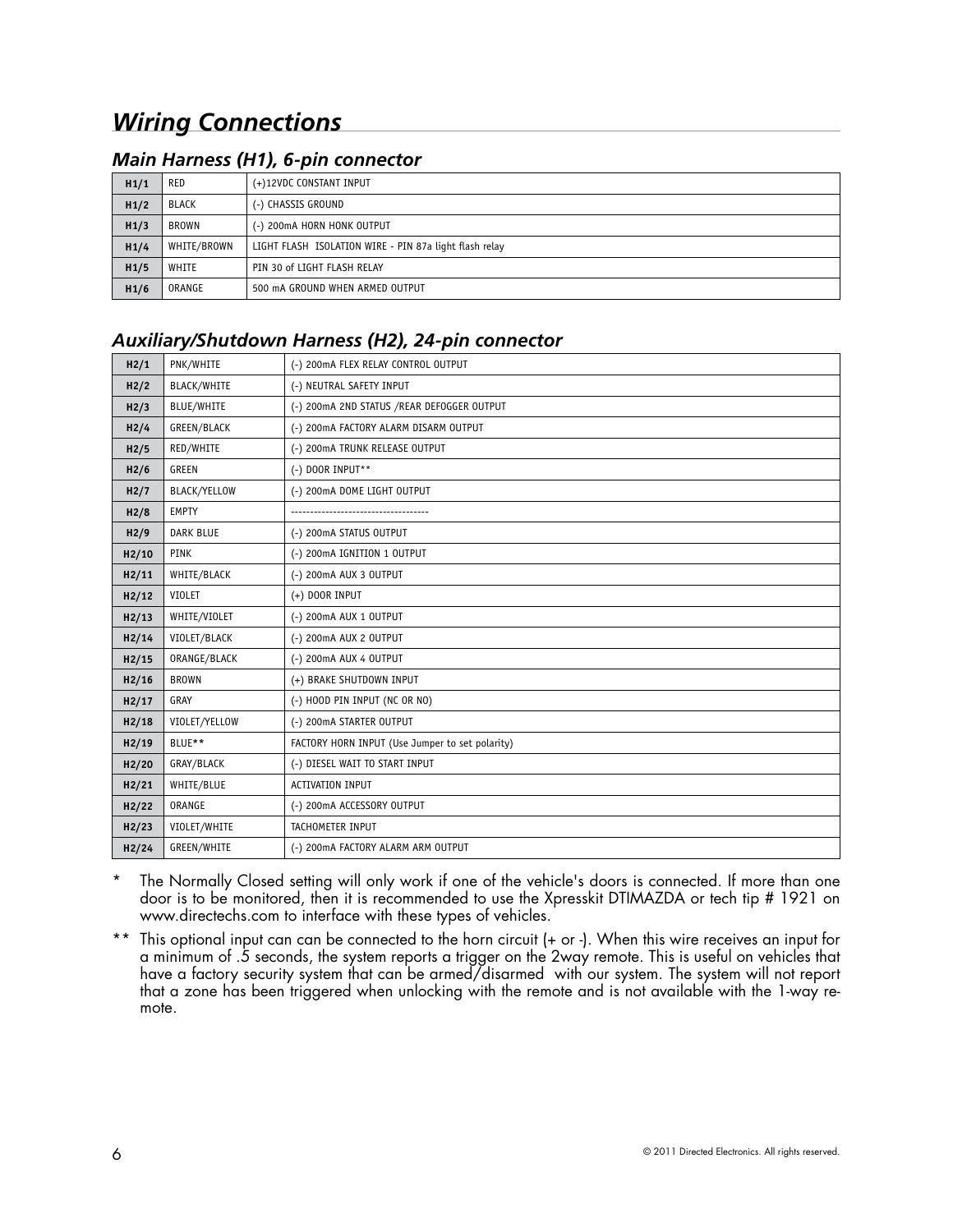## *Wiring Connections*

### *Main Harness (H1), 6-pin connector*

| | | |
|---|---|---|
| **H1/1** | RED | (+)12VDC CONSTANT INPUT |
| **H1/2** | BLACK | (-) CHASSIS GROUND |
| **H1/3** | BROWN | (-) 200mA HORN HONK OUTPUT |
| **H1/4** | WHITE/BROWN | LIGHT FLASH ISOLATION WIRE - PIN 87a light flash relay |
| **H1/5** | WHITE | PIN 30 of LIGHT FLASH RELAY |
| **H1/6** | ORANGE | 500 mA GROUND WHEN ARMED OUTPUT |

### *Auxiliary/Shutdown Harness (H2), 24-pin connector*

| | | |
|---|---|---|
| **H2/1** | PNK/WHITE | (-) 200mA FLEX RELAY CONTROL OUTPUT |
| **H2/2** | BLACK/WHITE | (-) NEUTRAL SAFETY INPUT |
| **H2/3** | BLUE/WHITE | (-) 200mA 2ND STATUS /REAR DEFOGGER OUTPUT |
| **H2/4** | GREEN/BLACK | (-) 200mA FACTORY ALARM DISARM OUTPUT |
| **H2/5** | RED/WHITE | (-) 200mA TRUNK RELEASE OUTPUT |
| **H2/6** | GREEN | (-) DOOR INPUT** |
| **H2/7** | BLACK/YELLOW | (-) 200mA DOME LIGHT OUTPUT |
| **H2/8** | EMPTY | ------------------------------------ |
| **H2/9** | DARK BLUE | (-) 200mA STATUS OUTPUT |
| **H2/10** | PINK | (-) 200mA IGNITION 1 OUTPUT |
| **H2/11** | WHITE/BLACK | (-) 200mA AUX 3 OUTPUT |
| **H2/12** | VIOLET | (+) DOOR INPUT |
| **H2/13** | WHITE/VIOLET | (-) 200mA AUX 1 OUTPUT |
| **H2/14** | VIOLET/BLACK | (-) 200mA AUX 2 OUTPUT |
| **H2/15** | ORANGE/BLACK | (-) 200mA AUX 4 OUTPUT |
| **H2/16** | BROWN | (+) BRAKE SHUTDOWN INPUT |
| **H2/17** | GRAY | (-) HOOD PIN INPUT (NC OR NO) |
| **H2/18** | VIOLET/YELLOW | (-) 200mA STARTER OUTPUT |
| **H2/19** | BLUE** | FACTORY HORN INPUT (Use Jumper to set polarity) |
| **H2/20** | GRAY/BLACK | (-) DIESEL WAIT TO START INPUT |
| **H2/21** | WHITE/BLUE | ACTIVATION INPUT |
| **H2/22** | ORANGE | (-) 200mA ACCESSORY OUTPUT |
| **H2/23** | VIOLET/WHITE | TACHOMETER INPUT |
| **H2/24** | GREEN/WHITE | (-) 200mA FACTORY ALARM ARM OUTPUT |

\* The Normally Closed setting will only work if one of the vehicle's doors is connected. If more than one door is to be monitored, then it is recommended to use the Xpresskit DTIMAZDA or tech tip # 1921 on www.directechs.com to interface with these types of vehicles.

** This optional input can can be connected to the horn circuit (+ or -). When this wire receives an input for a minimum of .5 seconds, the system reports a trigger on the 2way remote. This is useful on vehicles that have a factory security system that can be armed/disarmed with our system. The system will not report that a zone has been triggered when unlocking with the remote and is not available with the 1-way remote.

© 2011 Directed Electronics. All rights reserved.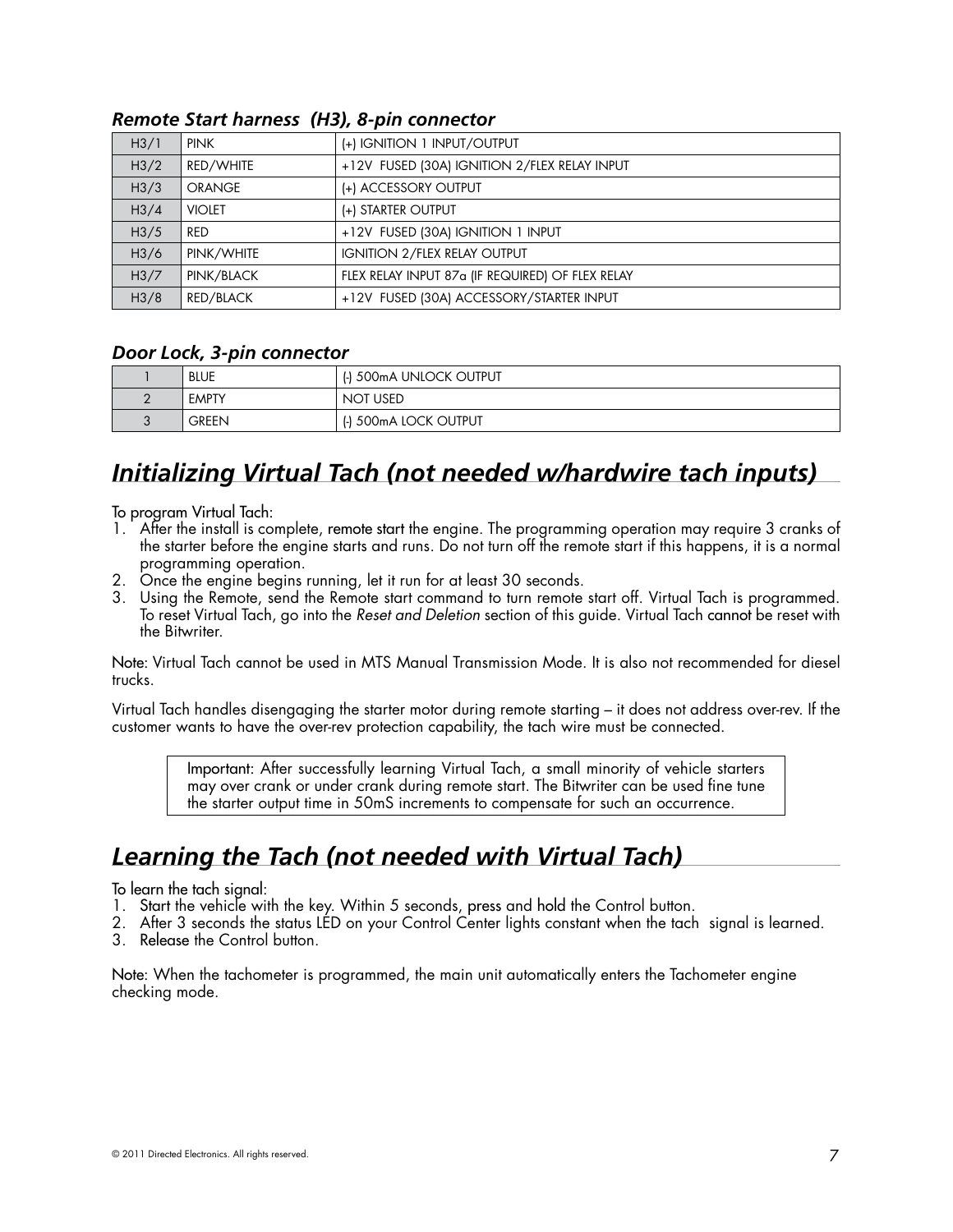### *Remote Start harness (H3), 8-pin connector*

| | | |
|---|---|---|
| H3/1 | PINK | (+) IGNITION 1 INPUT/OUTPUT |
| H3/2 | RED/WHITE | +12V FUSED (30A) IGNITION 2/FLEX RELAY INPUT |
| H3/3 | ORANGE | (+) ACCESSORY OUTPUT |
| H3/4 | VIOLET | (+) STARTER OUTPUT |
| H3/5 | RED | +12V FUSED (30A) IGNITION 1 INPUT |
| H3/6 | PINK/WHITE | IGNITION 2/FLEX RELAY OUTPUT |
| H3/7 | PINK/BLACK | FLEX RELAY INPUT 87a (IF REQUIRED) OF FLEX RELAY |
| H3/8 | RED/BLACK | +12V FUSED (30A) ACCESSORY/STARTER INPUT |

### *Door Lock, 3-pin connector*

| | | |
|---|---|---|
| 1 | BLUE | (-) 500mA UNLOCK OUTPUT |
| 2 | EMPTY | NOT USED |
| 3 | GREEN | (-) 500mA LOCK OUTPUT |

## *Initializing Virtual Tach (not needed w/hardwire tach inputs)*

To program Virtual Tach:

1. After the install is complete, remote start the engine. The programming operation may require 3 cranks of the starter before the engine starts and runs. Do not turn off the remote start if this happens, it is a normal programming operation.
2. Once the engine begins running, let it run for at least 30 seconds.
3. Using the Remote, send the Remote start command to turn remote start off. Virtual Tach is programmed. To reset Virtual Tach, go into the *Reset and Deletion* section of this guide. Virtual Tach cannot be reset with the Bitwriter.

Note: Virtual Tach cannot be used in MTS Manual Transmission Mode. It is also not recommended for diesel trucks.

Virtual Tach handles disengaging the starter motor during remote starting – it does not address over-rev. If the customer wants to have the over-rev protection capability, the tach wire must be connected.

> Important: After successfully learning Virtual Tach, a small minority of vehicle starters may over crank or under crank during remote start. The Bitwriter can be used fine tune the starter output time in 50mS increments to compensate for such an occurrence.

## *Learning the Tach (not needed with Virtual Tach)*

To learn the tach signal:

1. Start the vehicle with the key. Within 5 seconds, press and hold the Control button.
2. After 3 seconds the status LED on your Control Center lights constant when the tach signal is learned.
3. Release the Control button.

Note: When the tachometer is programmed, the main unit automatically enters the Tachometer engine checking mode.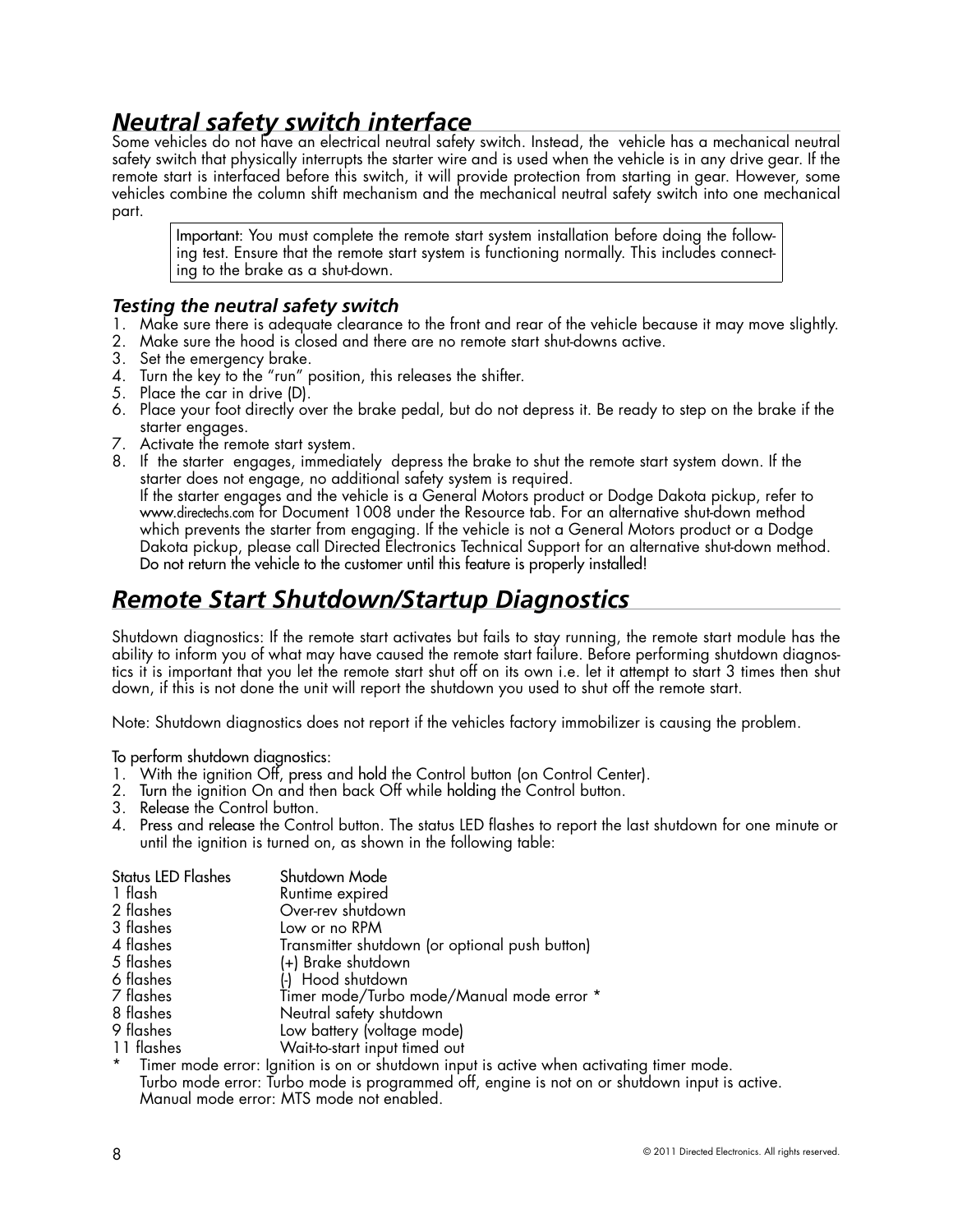## *Neutral safety switch interface*

Some vehicles do not have an electrical neutral safety switch. Instead, the vehicle has a mechanical neutral safety switch that physically interrupts the starter wire and is used when the vehicle is in any drive gear. If the remote start is interfaced before this switch, it will provide protection from starting in gear. However, some vehicles combine the column shift mechanism and the mechanical neutral safety switch into one mechanical part.

> Important: You must complete the remote start system installation before doing the following test. Ensure that the remote start system is functioning normally. This includes connecting to the brake as a shut-down.

### *Testing the neutral safety switch*

1. Make sure there is adequate clearance to the front and rear of the vehicle because it may move slightly.
2. Make sure the hood is closed and there are no remote start shut-downs active.
3. Set the emergency brake.
4. Turn the key to the "run" position, this releases the shifter.
5. Place the car in drive (D).
6. Place your foot directly over the brake pedal, but do not depress it. Be ready to step on the brake if the starter engages.
7. Activate the remote start system.
8. If the starter engages, immediately depress the brake to shut the remote start system down. If the starter does not engage, no additional safety system is required.
   If the starter engages and the vehicle is a General Motors product or Dodge Dakota pickup, refer to www.directechs.com for Document 1008 under the Resource tab. For an alternative shut-down method which prevents the starter from engaging. If the vehicle is not a General Motors product or a Dodge Dakota pickup, please call Directed Electronics Technical Support for an alternative shut-down method.
   Do not return the vehicle to the customer until this feature is properly installed!

## *Remote Start Shutdown/Startup Diagnostics*

Shutdown diagnostics: If the remote start activates but fails to stay running, the remote start module has the ability to inform you of what may have caused the remote start failure. Before performing shutdown diagnostics it is important that you let the remote start shut off on its own i.e. let it attempt to start 3 times then shut down, if this is not done the unit will report the shutdown you used to shut off the remote start.

Note: Shutdown diagnostics does not report if the vehicles factory immobilizer is causing the problem.

To perform shutdown diagnostics:

1. With the ignition Off, press and hold the Control button (on Control Center).
2. Turn the ignition On and then back Off while holding the Control button.
3. Release the Control button.
4. Press and release the Control button. The status LED flashes to report the last shutdown for one minute or until the ignition is turned on, as shown in the following table:

| Status LED Flashes | Shutdown Mode |
|---|---|
| 1 flash | Runtime expired |
| 2 flashes | Over-rev shutdown |
| 3 flashes | Low or no RPM |
| 4 flashes | Transmitter shutdown (or optional push button) |
| 5 flashes | (+) Brake shutdown |
| 6 flashes | (-) Hood shutdown |
| 7 flashes | Timer mode/Turbo mode/Manual mode error * |
| 8 flashes | Neutral safety shutdown |
| 9 flashes | Low battery (voltage mode) |
| 11 flashes | Wait-to-start input timed out |

\* Timer mode error: Ignition is on or shutdown input is active when activating timer mode.
Turbo mode error: Turbo mode is programmed off, engine is not on or shutdown input is active.
Manual mode error: MTS mode not enabled.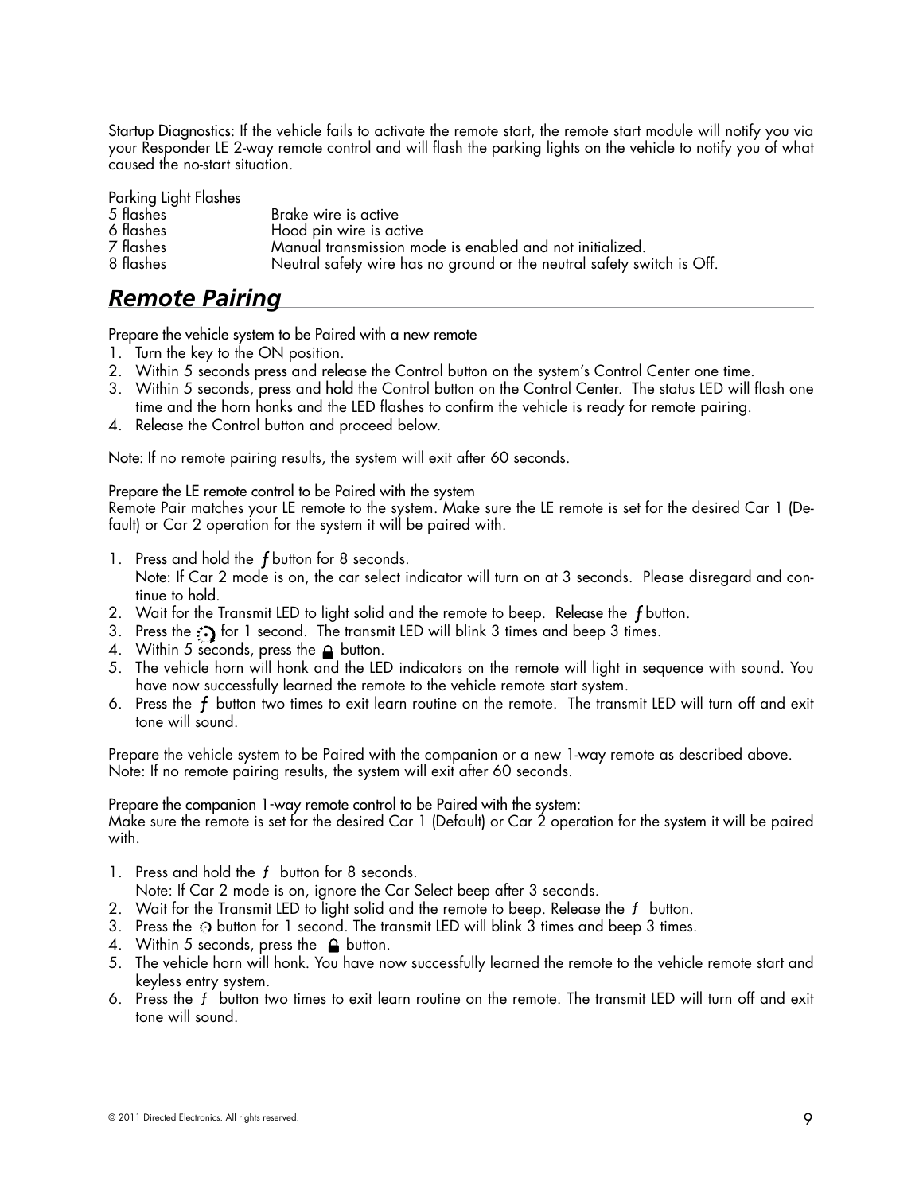Startup Diagnostics: If the vehicle fails to activate the remote start, the remote start module will notify you via your Responder LE 2-way remote control and will flash the parking lights on the vehicle to notify you of what caused the no-start situation.

| Parking Light Flashes | |
|---|---|
| 5 flashes | Brake wire is active |
| 6 flashes | Hood pin wire is active |
| 7 flashes | Manual transmission mode is enabled and not initialized. |
| 8 flashes | Neutral safety wire has no ground or the neutral safety switch is Off. |

## *Remote Pairing*

Prepare the vehicle system to be Paired with a new remote

1. Turn the key to the ON position.
2. Within 5 seconds press and release the Control button on the system's Control Center one time.
3. Within 5 seconds, press and hold the Control button on the Control Center. The status LED will flash one time and the horn honks and the LED flashes to confirm the vehicle is ready for remote pairing.
4. Release the Control button and proceed below.

Note: If no remote pairing results, the system will exit after 60 seconds.

Prepare the LE remote control to be Paired with the system
Remote Pair matches your LE remote to the system. Make sure the LE remote is set for the desired Car 1 (Default) or Car 2 operation for the system it will be paired with.

1. Press and hold the ƒ button for 8 seconds.
   Note: If Car 2 mode is on, the car select indicator will turn on at 3 seconds. Please disregard and continue to hold.
2. Wait for the Transmit LED to light solid and the remote to beep. Release the ƒ button.
3. Press the start button for 1 second. The transmit LED will blink 3 times and beep 3 times.
4. Within 5 seconds, press the lock button.
5. The vehicle horn will honk and the LED indicators on the remote will light in sequence with sound. You have now successfully learned the remote to the vehicle remote start system.
6. Press the ƒ button two times to exit learn routine on the remote. The transmit LED will turn off and exit tone will sound.

Prepare the vehicle system to be Paired with the companion or a new 1-way remote as described above.
Note: If no remote pairing results, the system will exit after 60 seconds.

Prepare the companion 1-way remote control to be Paired with the system:
Make sure the remote is set for the desired Car 1 (Default) or Car 2 operation for the system it will be paired with.

1. Press and hold the ƒ button for 8 seconds.
   Note: If Car 2 mode is on, ignore the Car Select beep after 3 seconds.
2. Wait for the Transmit LED to light solid and the remote to beep. Release the ƒ button.
3. Press the start button for 1 second. The transmit LED will blink 3 times and beep 3 times.
4. Within 5 seconds, press the lock button.
5. The vehicle horn will honk. You have now successfully learned the remote to the vehicle remote start and keyless entry system.
6. Press the ƒ button two times to exit learn routine on the remote. The transmit LED will turn off and exit tone will sound.

© 2011 Directed Electronics. All rights reserved.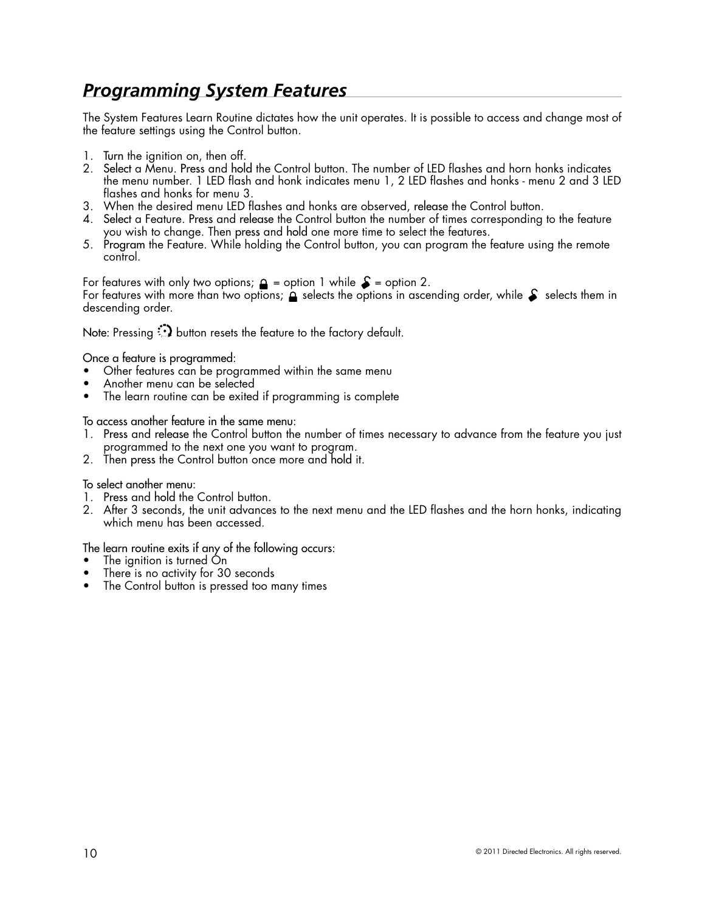# *Programming System Features*

The System Features Learn Routine dictates how the unit operates. It is possible to access and change most of the feature settings using the Control button.

1. Turn the ignition on, then off.
2. Select a Menu. Press and hold the Control button. The number of LED flashes and horn honks indicates the menu number. 1 LED flash and honk indicates menu 1, 2 LED flashes and honks - menu 2 and 3 LED flashes and honks for menu 3.
3. When the desired menu LED flashes and honks are observed, release the Control button.
4. Select a Feature. Press and release the Control button the number of times corresponding to the feature you wish to change. Then press and hold one more time to select the features.
5. Program the Feature. While holding the Control button, you can program the feature using the remote control.

For features with only two options; 🔒 = option 1 while 🔓 = option 2.
For features with more than two options; 🔒 selects the options in ascending order, while 🔓 selects them in descending order.

Note: Pressing the remote start button resets the feature to the factory default.

Once a feature is programmed:

- Other features can be programmed within the same menu
- Another menu can be selected
- The learn routine can be exited if programming is complete

To access another feature in the same menu:

1. Press and release the Control button the number of times necessary to advance from the feature you just programmed to the next one you want to program.
2. Then press the Control button once more and hold it.

To select another menu:

1. Press and hold the Control button.
2. After 3 seconds, the unit advances to the next menu and the LED flashes and the horn honks, indicating which menu has been accessed.

The learn routine exits if any of the following occurs:

- The ignition is turned On
- There is no activity for 30 seconds
- The Control button is pressed too many times

© 2011 Directed Electronics. All rights reserved.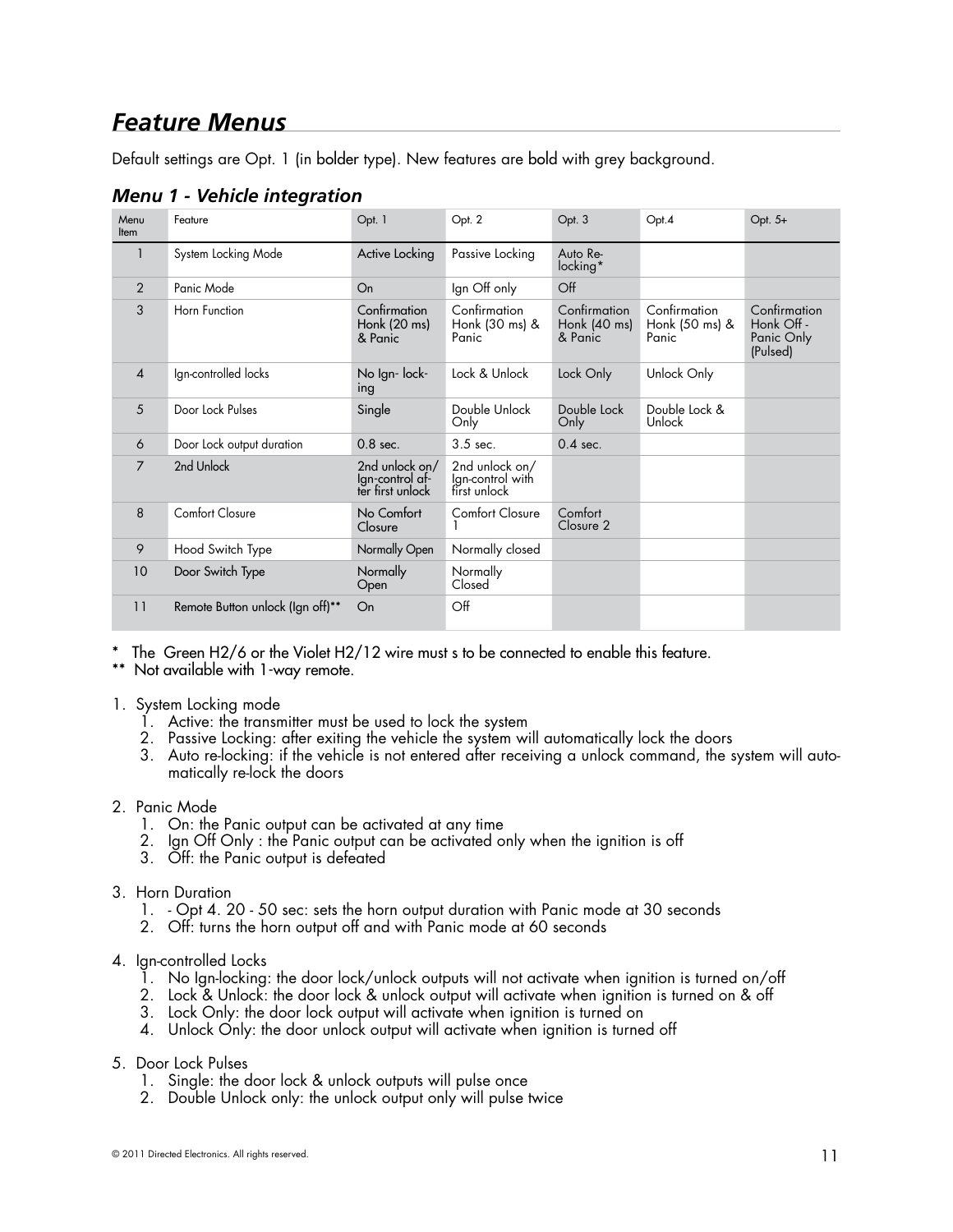## Feature Menus

Default settings are Opt. 1 (in bolder type). New features are bold with grey background.

### Menu 1 - Vehicle integration

| Menu Item | Feature | Opt. 1 | Opt. 2 | Opt. 3 | Opt.4 | Opt. 5+ |
|---|---|---|---|---|---|---|
| 1 | System Locking Mode | Active Locking | Passive Locking | Auto Re-locking* | | |
| 2 | Panic Mode | On | Ign Off only | Off | | |
| 3 | Horn Function | Confirmation Honk (20 ms) & Panic | Confirmation Honk (30 ms) & Panic | Confirmation Honk (40 ms) & Panic | Confirmation Honk (50 ms) & Panic | Confirmation Honk Off - Panic Only (Pulsed) |
| 4 | Ign-controlled locks | No Ign- locking | Lock & Unlock | Lock Only | Unlock Only | |
| 5 | Door Lock Pulses | Single | Double Unlock Only | Double Lock Only | Double Lock & Unlock | |
| 6 | Door Lock output duration | 0.8 sec. | 3.5 sec. | 0.4 sec. | | |
| 7 | 2nd Unlock | 2nd unlock on/ Ign-control after first unlock | 2nd unlock on/ Ign-control with first unlock | | | |
| 8 | Comfort Closure | No Comfort Closure | Comfort Closure 1 | Comfort Closure 2 | | |
| 9 | Hood Switch Type | Normally Open | Normally closed | | | |
| 10 | Door Switch Type | Normally Open | Normally Closed | | | |
| 11 | Remote Button unlock (Ign off)** | On | Off | | | |

\* The Green H2/6 or the Violet H2/12 wire must s to be connected to enable this feature.
** Not available with 1-way remote.

1. System Locking mode
    1. Active: the transmitter must be used to lock the system
    2. Passive Locking: after exiting the vehicle the system will automatically lock the doors
    3. Auto re-locking: if the vehicle is not entered after receiving a unlock command, the system will automatically re-lock the doors

2. Panic Mode
    1. On: the Panic output can be activated at any time
    2. Ign Off Only : the Panic output can be activated only when the ignition is off
    3. Off: the Panic output is defeated

3. Horn Duration
    1. - Opt 4. 20 - 50 sec: sets the horn output duration with Panic mode at 30 seconds
    2. Off: turns the horn output off and with Panic mode at 60 seconds

4. Ign-controlled Locks
    1. No Ign-locking: the door lock/unlock outputs will not activate when ignition is turned on/off
    2. Lock & Unlock: the door lock & unlock output will activate when ignition is turned on & off
    3. Lock Only: the door lock output will activate when ignition is turned on
    4. Unlock Only: the door unlock output will activate when ignition is turned off

5. Door Lock Pulses
    1. Single: the door lock & unlock outputs will pulse once
    2. Double Unlock only: the unlock output only will pulse twice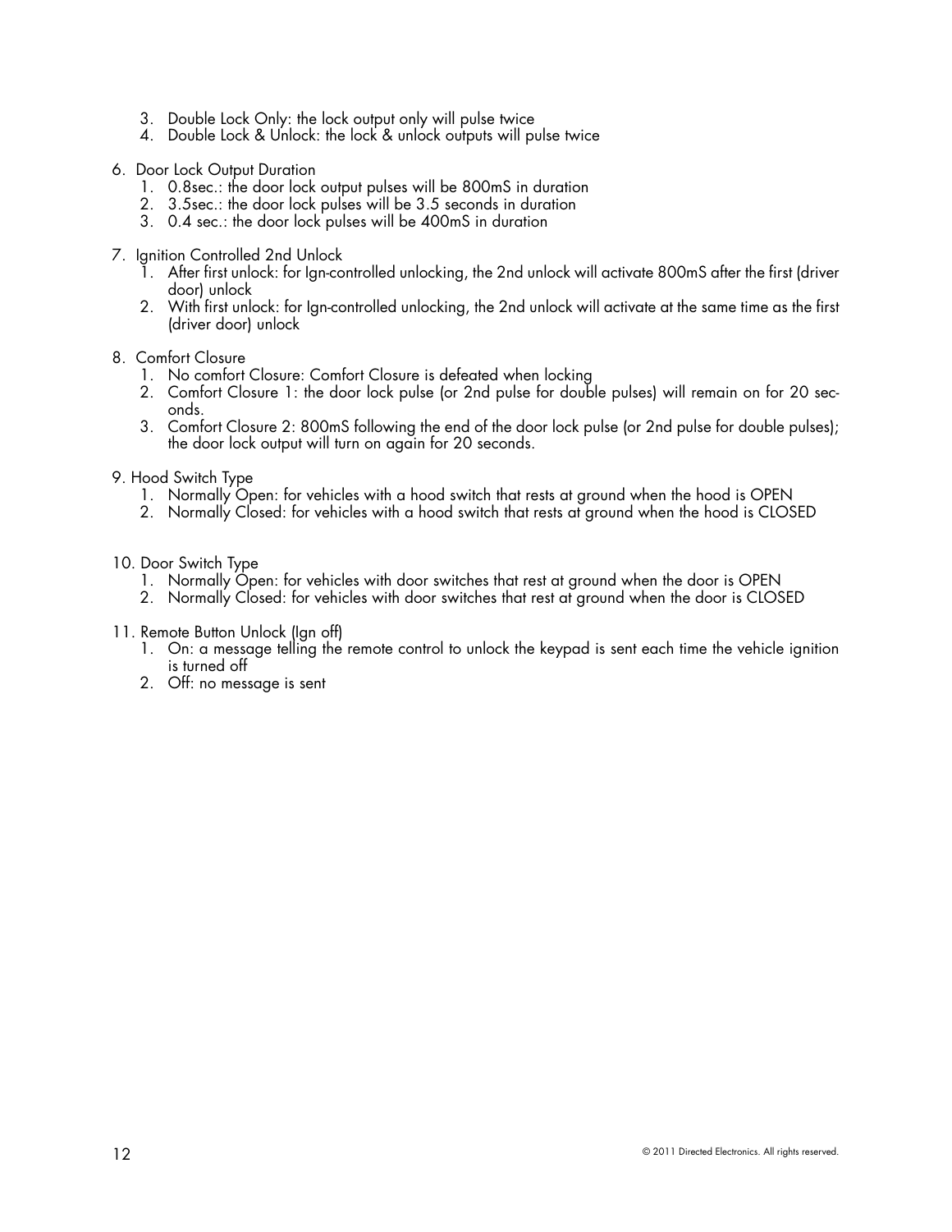3. Double Lock Only: the lock output only will pulse twice
   4. Double Lock & Unlock: the lock & unlock outputs will pulse twice

6. Door Lock Output Duration
   1. 0.8sec.: the door lock output pulses will be 800mS in duration
   2. 3.5sec.: the door lock pulses will be 3.5 seconds in duration
   3. 0.4 sec.: the door lock pulses will be 400mS in duration

7. Ignition Controlled 2nd Unlock
   1. After first unlock: for Ign-controlled unlocking, the 2nd unlock will activate 800mS after the first (driver door) unlock
   2. With first unlock: for Ign-controlled unlocking, the 2nd unlock will activate at the same time as the first (driver door) unlock

8. Comfort Closure
   1. No comfort Closure: Comfort Closure is defeated when locking
   2. Comfort Closure 1: the door lock pulse (or 2nd pulse for double pulses) will remain on for 20 seconds.
   3. Comfort Closure 2: 800mS following the end of the door lock pulse (or 2nd pulse for double pulses); the door lock output will turn on again for 20 seconds.

9. Hood Switch Type
   1. Normally Open: for vehicles with a hood switch that rests at ground when the hood is OPEN
   2. Normally Closed: for vehicles with a hood switch that rests at ground when the hood is CLOSED

10. Door Switch Type
    1. Normally Open: for vehicles with door switches that rest at ground when the door is OPEN
    2. Normally Closed: for vehicles with door switches that rest at ground when the door is CLOSED

11. Remote Button Unlock (Ign off)
    1. On: a message telling the remote control to unlock the keypad is sent each time the vehicle ignition is turned off
    2. Off: no message is sent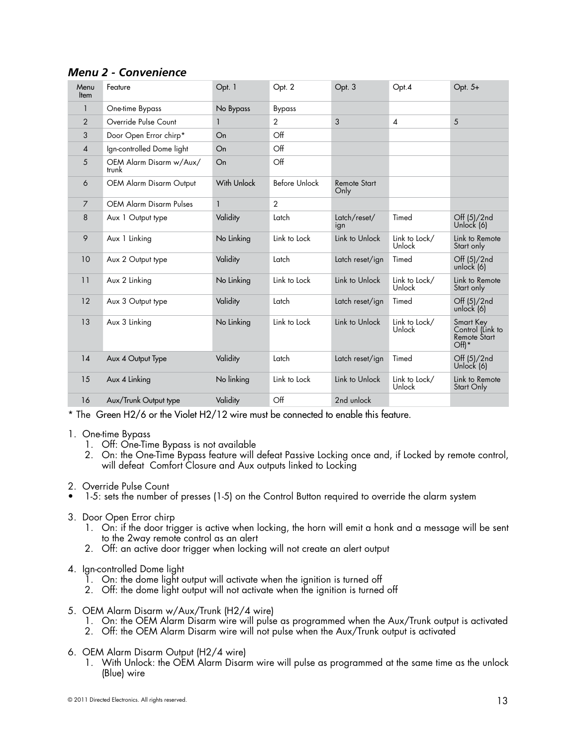## *Menu 2 - Convenience*

| Menu Item | Feature | Opt. 1 | Opt. 2 | Opt. 3 | Opt.4 | Opt. 5+ |
|---|---|---|---|---|---|---|
| 1 | One-time Bypass | No Bypass | Bypass | | | |
| 2 | Override Pulse Count | 1 | 2 | 3 | 4 | 5 |
| 3 | Door Open Error chirp* | On | Off | | | |
| 4 | Ign-controlled Dome light | On | Off | | | |
| 5 | OEM Alarm Disarm w/Aux/ trunk | On | Off | | | |
| 6 | OEM Alarm Disarm Output | With Unlock | Before Unlock | Remote Start Only | | |
| 7 | OEM Alarm Disarm Pulses | 1 | 2 | | | |
| 8 | Aux 1 Output type | Validity | Latch | Latch/reset/ ign | Timed | Off (5)/2nd Unlock (6) |
| 9 | Aux 1 Linking | No Linking | Link to Lock | Link to Unlock | Link to Lock/ Unlock | Link to Remote Start only |
| 10 | Aux 2 Output type | Validity | Latch | Latch reset/ign | Timed | Off (5)/2nd unlock (6) |
| 11 | Aux 2 Linking | No Linking | Link to Lock | Link to Unlock | Link to Lock/ Unlock | Link to Remote Start only |
| 12 | Aux 3 Output type | Validity | Latch | Latch reset/ign | Timed | Off (5)/2nd unlock (6) |
| 13 | Aux 3 Linking | No Linking | Link to Lock | Link to Unlock | Link to Lock/ Unlock | Smart Key Control (Link to Remote Start Off)* |
| 14 | Aux 4 Output Type | Validity | Latch | Latch reset/ign | Timed | Off (5)/2nd Unlock (6) |
| 15 | Aux 4 Linking | No linking | Link to Lock | Link to Unlock | Link to Lock/ Unlock | Link to Remote Start Only |
| 16 | Aux/Trunk Output type | Validity | Off | 2nd unlock | | |

* The Green H2/6 or the Violet H2/12 wire must be connected to enable this feature.

1. One-time Bypass
   1. Off: One-Time Bypass is not available
   2. On: the One-Time Bypass feature will defeat Passive Locking once and, if Locked by remote control, will defeat Comfort Closure and Aux outputs linked to Locking

2. Override Pulse Count
   - 1-5: sets the number of presses (1-5) on the Control Button required to override the alarm system

3. Door Open Error chirp
   1. On: if the door trigger is active when locking, the horn will emit a honk and a message will be sent to the 2way remote control as an alert
   2. Off: an active door trigger when locking will not create an alert output

4. Ign-controlled Dome light
   1. On: the dome light output will activate when the ignition is turned off
   2. Off: the dome light output will not activate when the ignition is turned off

5. OEM Alarm Disarm w/Aux/Trunk (H2/4 wire)
   1. On: the OEM Alarm Disarm wire will pulse as programmed when the Aux/Trunk output is activated
   2. Off: the OEM Alarm Disarm wire will not pulse when the Aux/Trunk output is activated

6. OEM Alarm Disarm Output (H2/4 wire)
   1. With Unlock: the OEM Alarm Disarm wire will pulse as programmed at the same time as the unlock (Blue) wire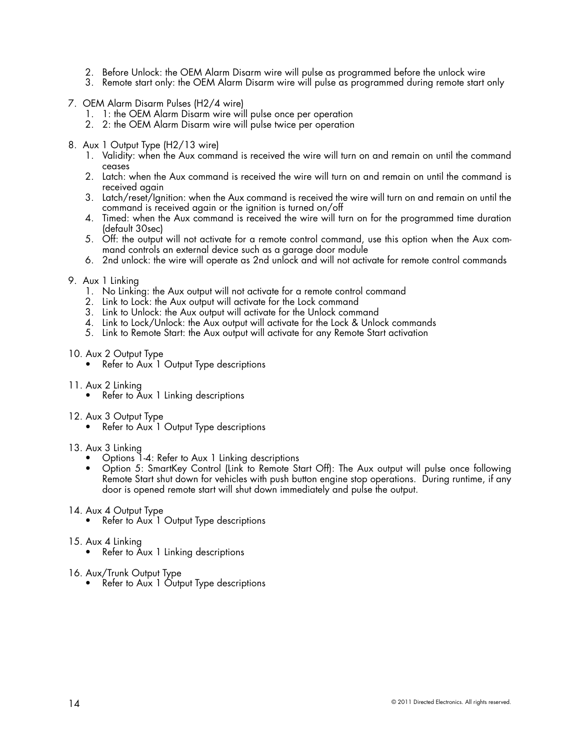2. Before Unlock: the OEM Alarm Disarm wire will pulse as programmed before the unlock wire
3. Remote start only: the OEM Alarm Disarm wire will pulse as programmed during remote start only

7. OEM Alarm Disarm Pulses (H2/4 wire)
    1. 1: the OEM Alarm Disarm wire will pulse once per operation
    2. 2: the OEM Alarm Disarm wire will pulse twice per operation

8. Aux 1 Output Type (H2/13 wire)
    1. Validity: when the Aux command is received the wire will turn on and remain on until the command ceases
    2. Latch: when the Aux command is received the wire will turn on and remain on until the command is received again
    3. Latch/reset/Ignition: when the Aux command is received the wire will turn on and remain on until the command is received again or the ignition is turned on/off
    4. Timed: when the Aux command is received the wire will turn on for the programmed time duration (default 30sec)
    5. Off: the output will not activate for a remote control command, use this option when the Aux command controls an external device such as a garage door module
    6. 2nd unlock: the wire will operate as 2nd unlock and will not activate for remote control commands

9. Aux 1 Linking
    1. No Linking: the Aux output will not activate for a remote control command
    2. Link to Lock: the Aux output will activate for the Lock command
    3. Link to Unlock: the Aux output will activate for the Unlock command
    4. Link to Lock/Unlock: the Aux output will activate for the Lock & Unlock commands
    5. Link to Remote Start: the Aux output will activate for any Remote Start activation

10. Aux 2 Output Type
    - Refer to Aux 1 Output Type descriptions

11. Aux 2 Linking
    - Refer to Aux 1 Linking descriptions

12. Aux 3 Output Type
    - Refer to Aux 1 Output Type descriptions

13. Aux 3 Linking
    - Options 1-4: Refer to Aux 1 Linking descriptions
    - Option 5: SmartKey Control (Link to Remote Start Off): The Aux output will pulse once following Remote Start shut down for vehicles with push button engine stop operations. During runtime, if any door is opened remote start will shut down immediately and pulse the output.

14. Aux 4 Output Type
    - Refer to Aux 1 Output Type descriptions

15. Aux 4 Linking
    - Refer to Aux 1 Linking descriptions

16. Aux/Trunk Output Type
    - Refer to Aux 1 Output Type descriptions

© 2011 Directed Electronics. All rights reserved.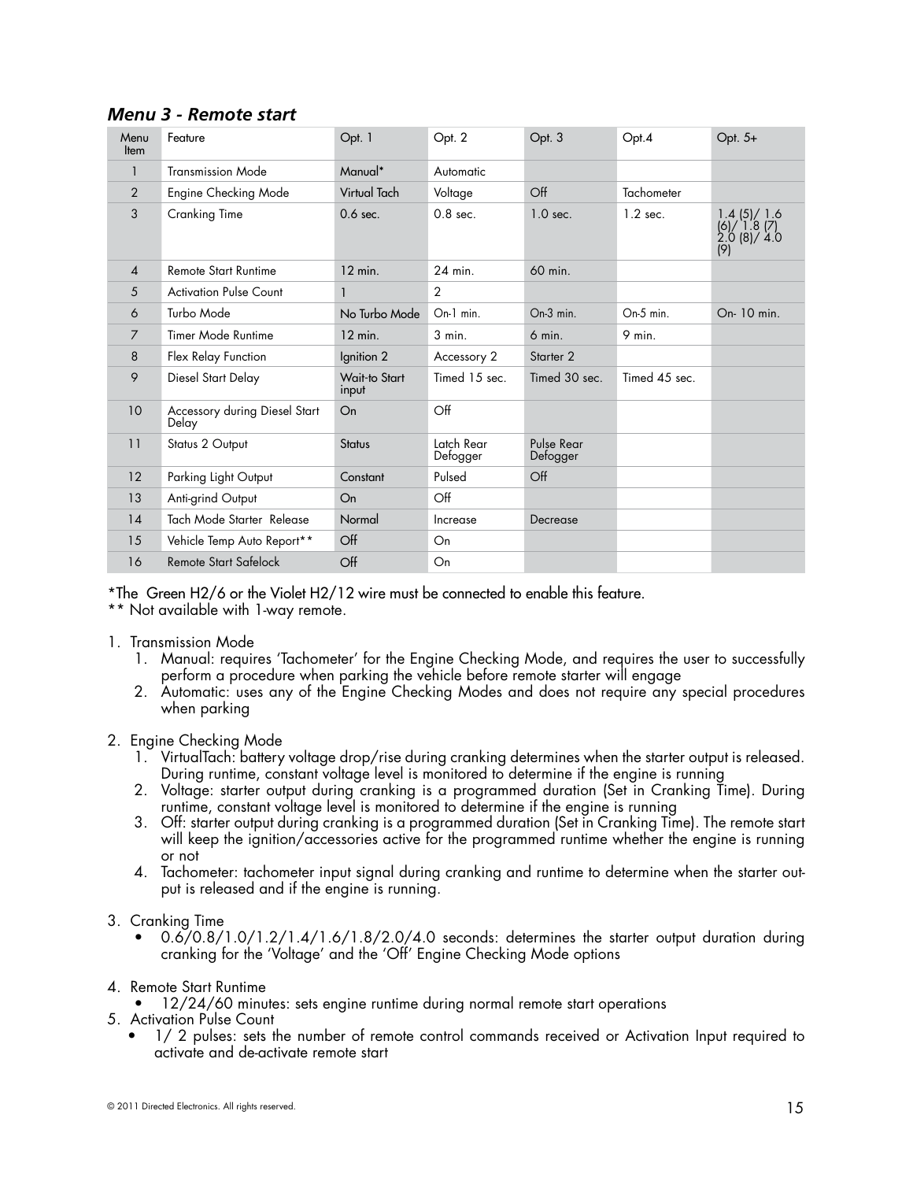## *Menu 3 - Remote start*

| Menu Item | Feature | Opt. 1 | Opt. 2 | Opt. 3 | Opt.4 | Opt. 5+ |
|---|---|---|---|---|---|---|
| 1 | Transmission Mode | Manual* | Automatic | | | |
| 2 | Engine Checking Mode | Virtual Tach | Voltage | Off | Tachometer | |
| 3 | Cranking Time | 0.6 sec. | 0.8 sec. | 1.0 sec. | 1.2 sec. | 1.4 (5)/ 1.6 (6)/ 1.8 (7) 2.0 (8)/ 4.0 (9) |
| 4 | Remote Start Runtime | 12 min. | 24 min. | 60 min. | | |
| 5 | Activation Pulse Count | 1 | 2 | | | |
| 6 | Turbo Mode | No Turbo Mode | On-1 min. | On-3 min. | On-5 min. | On- 10 min. |
| 7 | Timer Mode Runtime | 12 min. | 3 min. | 6 min. | 9 min. | |
| 8 | Flex Relay Function | Ignition 2 | Accessory 2 | Starter 2 | | |
| 9 | Diesel Start Delay | Wait-to Start input | Timed 15 sec. | Timed 30 sec. | Timed 45 sec. | |
| 10 | Accessory during Diesel Start Delay | On | Off | | | |
| 11 | Status 2 Output | Status | Latch Rear Defogger | Pulse Rear Defogger | | |
| 12 | Parking Light Output | Constant | Pulsed | Off | | |
| 13 | Anti-grind Output | On | Off | | | |
| 14 | Tach Mode Starter Release | Normal | Increase | Decrease | | |
| 15 | Vehicle Temp Auto Report** | Off | On | | | |
| 16 | Remote Start Safelock | Off | On | | | |

*The Green H2/6 or the Violet H2/12 wire must be connected to enable this feature.
** Not available with 1-way remote.

1. Transmission Mode
   1. Manual: requires 'Tachometer' for the Engine Checking Mode, and requires the user to successfully perform a procedure when parking the vehicle before remote starter will engage
   2. Automatic: uses any of the Engine Checking Modes and does not require any special procedures when parking

2. Engine Checking Mode
   1. VirtualTach: battery voltage drop/rise during cranking determines when the starter output is released. During runtime, constant voltage level is monitored to determine if the engine is running
   2. Voltage: starter output during cranking is a programmed duration (Set in Cranking Time). During runtime, constant voltage level is monitored to determine if the engine is running
   3. Off: starter output during cranking is a programmed duration (Set in Cranking Time). The remote start will keep the ignition/accessories active for the programmed runtime whether the engine is running or not
   4. Tachometer: tachometer input signal during cranking and runtime to determine when the starter output is released and if the engine is running.

3. Cranking Time
   - 0.6/0.8/1.0/1.2/1.4/1.6/1.8/2.0/4.0 seconds: determines the starter output duration during cranking for the 'Voltage' and the 'Off' Engine Checking Mode options

4. Remote Start Runtime
   - 12/24/60 minutes: sets engine runtime during normal remote start operations

5. Activation Pulse Count
   - 1/ 2 pulses: sets the number of remote control commands received or Activation Input required to activate and de-activate remote start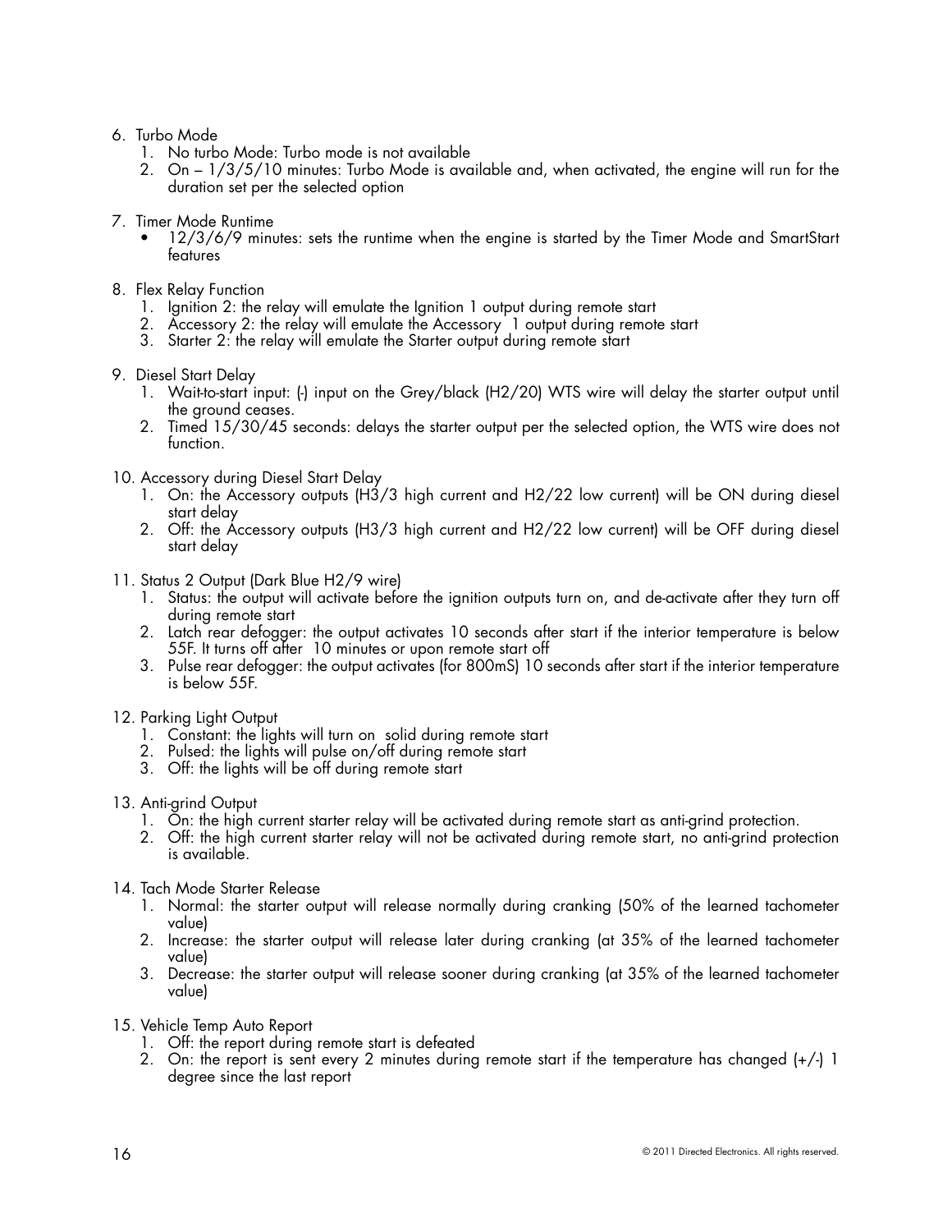6. Turbo Mode
    1. No turbo Mode: Turbo mode is not available
    2. On – 1/3/5/10 minutes: Turbo Mode is available and, when activated, the engine will run for the duration set per the selected option

7. Timer Mode Runtime
    - 12/3/6/9 minutes: sets the runtime when the engine is started by the Timer Mode and SmartStart features

8. Flex Relay Function
    1. Ignition 2: the relay will emulate the Ignition 1 output during remote start
    2. Accessory 2: the relay will emulate the Accessory 1 output during remote start
    3. Starter 2: the relay will emulate the Starter output during remote start

9. Diesel Start Delay
    1. Wait-to-start input: (-) input on the Grey/black (H2/20) WTS wire will delay the starter output until the ground ceases.
    2. Timed 15/30/45 seconds: delays the starter output per the selected option, the WTS wire does not function.

10. Accessory during Diesel Start Delay
    1. On: the Accessory outputs (H3/3 high current and H2/22 low current) will be ON during diesel start delay
    2. Off: the Accessory outputs (H3/3 high current and H2/22 low current) will be OFF during diesel start delay

11. Status 2 Output (Dark Blue H2/9 wire)
    1. Status: the output will activate before the ignition outputs turn on, and de-activate after they turn off during remote start
    2. Latch rear defogger: the output activates 10 seconds after start if the interior temperature is below 55F. It turns off after 10 minutes or upon remote start off
    3. Pulse rear defogger: the output activates (for 800mS) 10 seconds after start if the interior temperature is below 55F.

12. Parking Light Output
    1. Constant: the lights will turn on solid during remote start
    2. Pulsed: the lights will pulse on/off during remote start
    3. Off: the lights will be off during remote start

13. Anti-grind Output
    1. On: the high current starter relay will be activated during remote start as anti-grind protection.
    2. Off: the high current starter relay will not be activated during remote start, no anti-grind protection is available.

14. Tach Mode Starter Release
    1. Normal: the starter output will release normally during cranking (50% of the learned tachometer value)
    2. Increase: the starter output will release later during cranking (at 35% of the learned tachometer value)
    3. Decrease: the starter output will release sooner during cranking (at 35% of the learned tachometer value)

15. Vehicle Temp Auto Report
    1. Off: the report during remote start is defeated
    2. On: the report is sent every 2 minutes during remote start if the temperature has changed (+/-) 1 degree since the last report

© 2011 Directed Electronics. All rights reserved.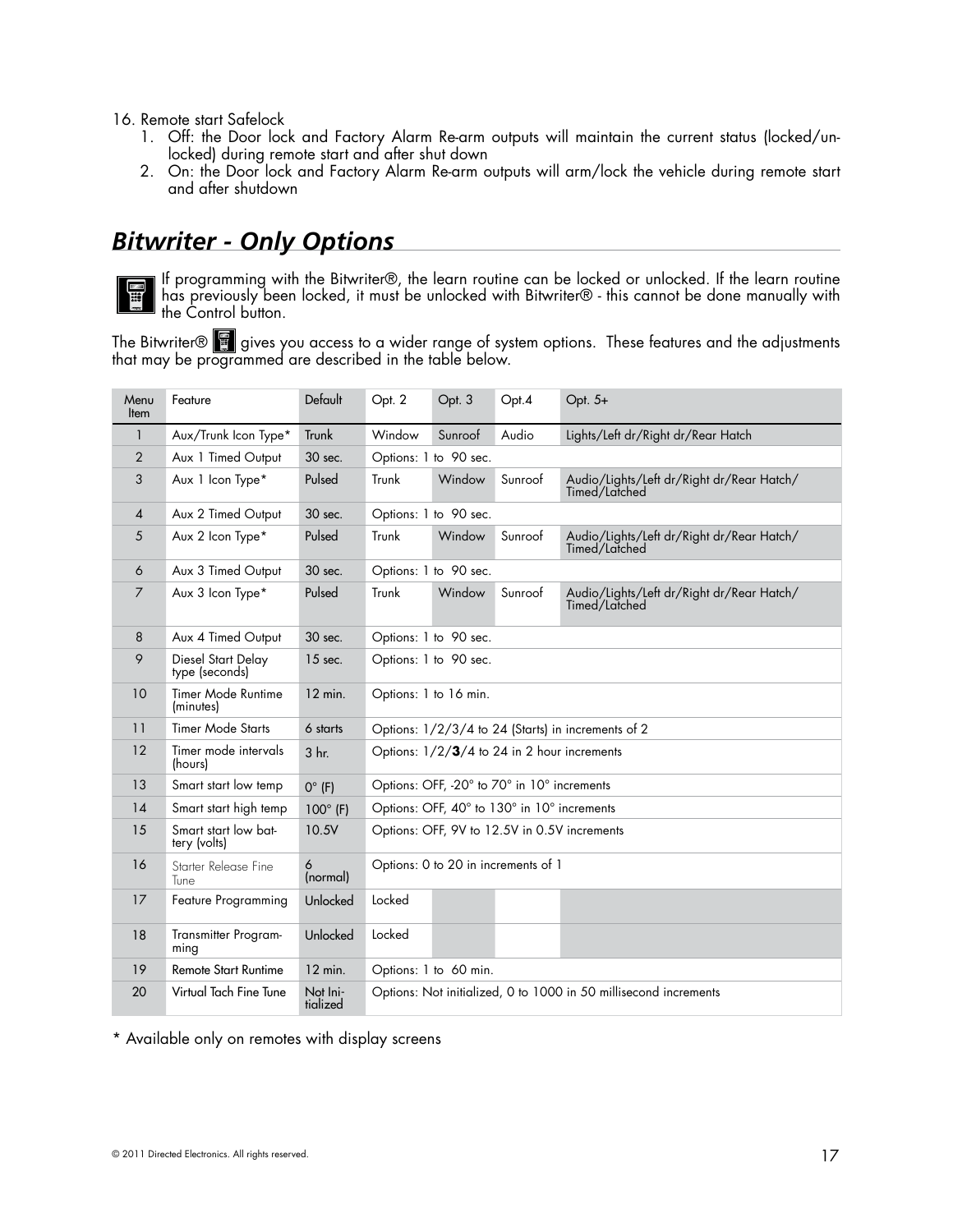16. Remote start Safelock
    1. Off: the Door lock and Factory Alarm Re-arm outputs will maintain the current status (locked/unlocked) during remote start and after shut down
    2. On: the Door lock and Factory Alarm Re-arm outputs will arm/lock the vehicle during remote start and after shutdown

## *Bitwriter - Only Options*

If programming with the Bitwriter®, the learn routine can be locked or unlocked. If the learn routine has previously been locked, it must be unlocked with Bitwriter® - this cannot be done manually with the Control button.

The Bitwriter® gives you access to a wider range of system options. These features and the adjustments that may be programmed are described in the table below.

| Menu Item | Feature | Default | Opt. 2 | Opt. 3 | Opt.4 | Opt. 5+ |
|---|---|---|---|---|---|---|
| 1 | Aux/Trunk Icon Type* | Trunk | Window | Sunroof | Audio | Lights/Left dr/Right dr/Rear Hatch |
| 2 | Aux 1 Timed Output | 30 sec. | Options: 1 to 90 sec. | | | |
| 3 | Aux 1 Icon Type* | Pulsed | Trunk | Window | Sunroof | Audio/Lights/Left dr/Right dr/Rear Hatch/ Timed/Latched |
| 4 | Aux 2 Timed Output | 30 sec. | Options: 1 to 90 sec. | | | |
| 5 | Aux 2 Icon Type* | Pulsed | Trunk | Window | Sunroof | Audio/Lights/Left dr/Right dr/Rear Hatch/ Timed/Latched |
| 6 | Aux 3 Timed Output | 30 sec. | Options: 1 to 90 sec. | | | |
| 7 | Aux 3 Icon Type* | Pulsed | Trunk | Window | Sunroof | Audio/Lights/Left dr/Right dr/Rear Hatch/ Timed/Latched |
| 8 | Aux 4 Timed Output | 30 sec. | Options: 1 to 90 sec. | | | |
| 9 | Diesel Start Delay type (seconds) | 15 sec. | Options: 1 to 90 sec. | | | |
| 10 | Timer Mode Runtime (minutes) | 12 min. | Options: 1 to 16 min. | | | |
| 11 | Timer Mode Starts | 6 starts | Options: 1/2/3/4 to 24 (Starts) in increments of 2 | | | |
| 12 | Timer mode intervals (hours) | 3 hr. | Options: 1/2/**3**/4 to 24 in 2 hour increments | | | |
| 13 | Smart start low temp | 0° (F) | Options: OFF, -20° to 70° in 10° increments | | | |
| 14 | Smart start high temp | 100° (F) | Options: OFF, 40° to 130° in 10° increments | | | |
| 15 | Smart start low battery (volts) | 10.5V | Options: OFF, 9V to 12.5V in 0.5V increments | | | |
| 16 | Starter Release Fine Tune | 6 (normal) | Options: 0 to 20 in increments of 1 | | | |
| 17 | Feature Programming | Unlocked | Locked | | | |
| 18 | Transmitter Programming | Unlocked | Locked | | | |
| 19 | Remote Start Runtime | 12 min. | Options: 1 to 60 min. | | | |
| 20 | Virtual Tach Fine Tune | Not Initialized | Options: Not initialized, 0 to 1000 in 50 millisecond increments | | | |

\* Available only on remotes with display screens

© 2011 Directed Electronics. All rights reserved.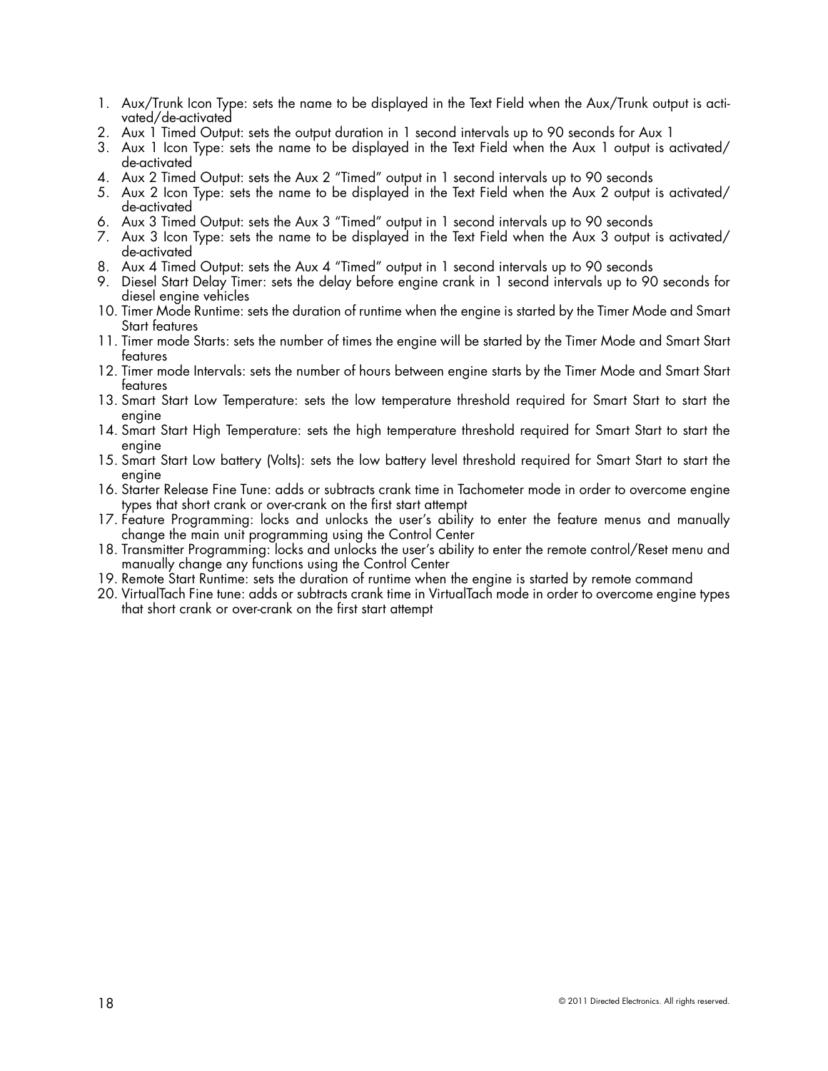1. Aux/Trunk Icon Type: sets the name to be displayed in the Text Field when the Aux/Trunk output is activated/de-activated
2. Aux 1 Timed Output: sets the output duration in 1 second intervals up to 90 seconds for Aux 1
3. Aux 1 Icon Type: sets the name to be displayed in the Text Field when the Aux 1 output is activated/de-activated
4. Aux 2 Timed Output: sets the Aux 2 “Timed” output in 1 second intervals up to 90 seconds
5. Aux 2 Icon Type: sets the name to be displayed in the Text Field when the Aux 2 output is activated/de-activated
6. Aux 3 Timed Output: sets the Aux 3 “Timed” output in 1 second intervals up to 90 seconds
7. Aux 3 Icon Type: sets the name to be displayed in the Text Field when the Aux 3 output is activated/de-activated
8. Aux 4 Timed Output: sets the Aux 4 “Timed” output in 1 second intervals up to 90 seconds
9. Diesel Start Delay Timer: sets the delay before engine crank in 1 second intervals up to 90 seconds for diesel engine vehicles
10. Timer Mode Runtime: sets the duration of runtime when the engine is started by the Timer Mode and Smart Start features
11. Timer mode Starts: sets the number of times the engine will be started by the Timer Mode and Smart Start features
12. Timer mode Intervals: sets the number of hours between engine starts by the Timer Mode and Smart Start features
13. Smart Start Low Temperature: sets the low temperature threshold required for Smart Start to start the engine
14. Smart Start High Temperature: sets the high temperature threshold required for Smart Start to start the engine
15. Smart Start Low battery (Volts): sets the low battery level threshold required for Smart Start to start the engine
16. Starter Release Fine Tune: adds or subtracts crank time in Tachometer mode in order to overcome engine types that short crank or over-crank on the first start attempt
17. Feature Programming: locks and unlocks the user’s ability to enter the feature menus and manually change the main unit programming using the Control Center
18. Transmitter Programming: locks and unlocks the user’s ability to enter the remote control/Reset menu and manually change any functions using the Control Center
19. Remote Start Runtime: sets the duration of runtime when the engine is started by remote command
20. VirtualTach Fine tune: adds or subtracts crank time in VirtualTach mode in order to overcome engine types that short crank or over-crank on the first start attempt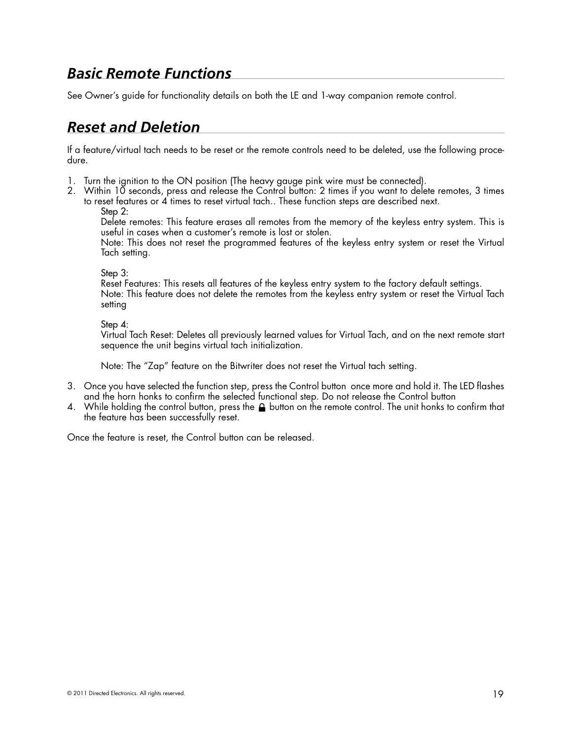## *Basic Remote Functions*

See Owner's guide for functionality details on both the LE and 1-way companion remote control.

## *Reset and Deletion*

If a feature/virtual tach needs to be reset or the remote controls need to be deleted, use the following procedure.

1. Turn the ignition to the ON position (The heavy gauge pink wire must be connected).
2. Within 10 seconds, press and release the Control button: 2 times if you want to delete remotes, 3 times to reset features or 4 times to reset virtual tach.. These function steps are described next.

   Step 2:
   Delete remotes: This feature erases all remotes from the memory of the keyless entry system. This is useful in cases when a customer's remote is lost or stolen.
   Note: This does not reset the programmed features of the keyless entry system or reset the Virtual Tach setting.

   Step 3:
   Reset Features: This resets all features of the keyless entry system to the factory default settings.
   Note: This feature does not delete the remotes from the keyless entry system or reset the Virtual Tach setting

   Step 4:
   Virtual Tach Reset: Deletes all previously learned values for Virtual Tach, and on the next remote start sequence the unit begins virtual tach initialization.

   Note: The "Zap" feature on the Bitwriter does not reset the Virtual tach setting.

3. Once you have selected the function step, press the Control button once more and hold it. The LED flashes and the horn honks to confirm the selected functional step. Do not release the Control button
4. While holding the control button, press the 🔒 button on the remote control. The unit honks to confirm that the feature has been successfully reset.

Once the feature is reset, the Control button can be released.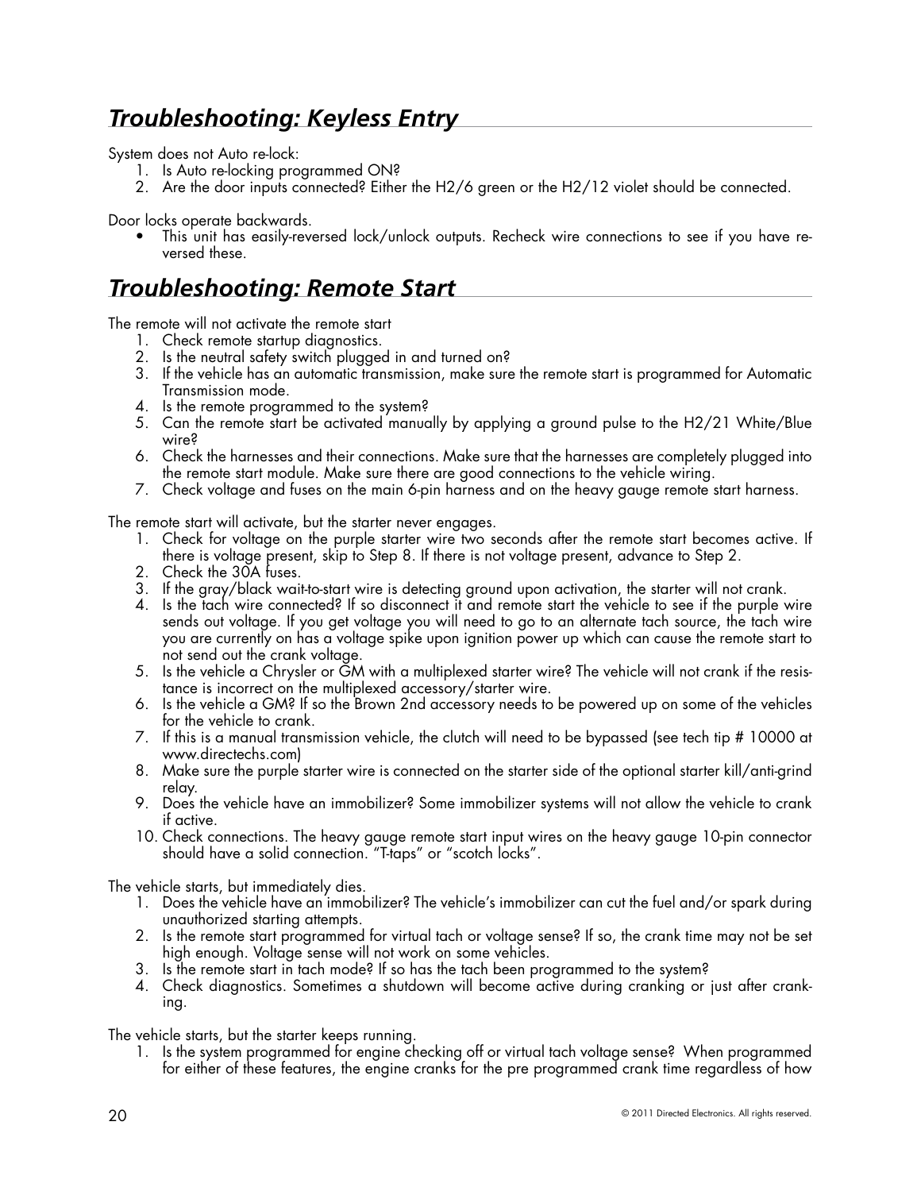## *Troubleshooting: Keyless Entry*

System does not Auto re-lock:

1. Is Auto re-locking programmed ON?
2. Are the door inputs connected? Either the H2/6 green or the H2/12 violet should be connected.

Door locks operate backwards.

- This unit has easily-reversed lock/unlock outputs. Recheck wire connections to see if you have reversed these.

## *Troubleshooting: Remote Start*

The remote will not activate the remote start

1. Check remote startup diagnostics.
2. Is the neutral safety switch plugged in and turned on?
3. If the vehicle has an automatic transmission, make sure the remote start is programmed for Automatic Transmission mode.
4. Is the remote programmed to the system?
5. Can the remote start be activated manually by applying a ground pulse to the H2/21 White/Blue wire?
6. Check the harnesses and their connections. Make sure that the harnesses are completely plugged into the remote start module. Make sure there are good connections to the vehicle wiring.
7. Check voltage and fuses on the main 6-pin harness and on the heavy gauge remote start harness.

The remote start will activate, but the starter never engages.

1. Check for voltage on the purple starter wire two seconds after the remote start becomes active. If there is voltage present, skip to Step 8. If there is not voltage present, advance to Step 2.
2. Check the 30A fuses.
3. If the gray/black wait-to-start wire is detecting ground upon activation, the starter will not crank.
4. Is the tach wire connected? If so disconnect it and remote start the vehicle to see if the purple wire sends out voltage. If you get voltage you will need to go to an alternate tach source, the tach wire you are currently on has a voltage spike upon ignition power up which can cause the remote start to not send out the crank voltage.
5. Is the vehicle a Chrysler or GM with a multiplexed starter wire? The vehicle will not crank if the resistance is incorrect on the multiplexed accessory/starter wire.
6. Is the vehicle a GM? If so the Brown 2nd accessory needs to be powered up on some of the vehicles for the vehicle to crank.
7. If this is a manual transmission vehicle, the clutch will need to be bypassed (see tech tip # 10000 at www.directechs.com)
8. Make sure the purple starter wire is connected on the starter side of the optional starter kill/anti-grind relay.
9. Does the vehicle have an immobilizer? Some immobilizer systems will not allow the vehicle to crank if active.
10. Check connections. The heavy gauge remote start input wires on the heavy gauge 10-pin connector should have a solid connection. "T-taps" or "scotch locks".

The vehicle starts, but immediately dies.

1. Does the vehicle have an immobilizer? The vehicle's immobilizer can cut the fuel and/or spark during unauthorized starting attempts.
2. Is the remote start programmed for virtual tach or voltage sense? If so, the crank time may not be set high enough. Voltage sense will not work on some vehicles.
3. Is the remote start in tach mode? If so has the tach been programmed to the system?
4. Check diagnostics. Sometimes a shutdown will become active during cranking or just after cranking.

The vehicle starts, but the starter keeps running.

1. Is the system programmed for engine checking off or virtual tach voltage sense? When programmed for either of these features, the engine cranks for the pre programmed crank time regardless of how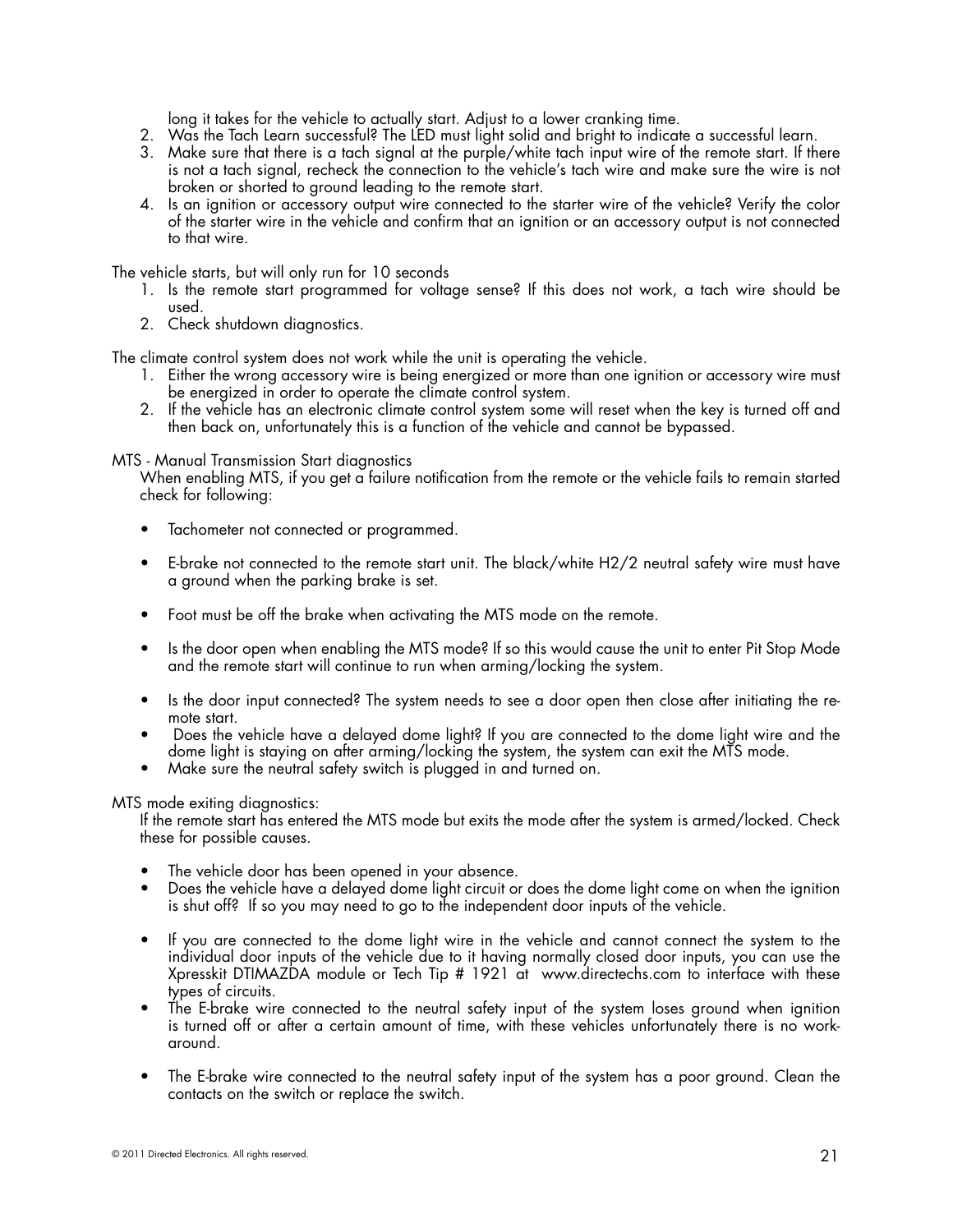long it takes for the vehicle to actually start. Adjust to a lower cranking time.

2. Was the Tach Learn successful? The LED must light solid and bright to indicate a successful learn.
3. Make sure that there is a tach signal at the purple/white tach input wire of the remote start. If there is not a tach signal, recheck the connection to the vehicle's tach wire and make sure the wire is not broken or shorted to ground leading to the remote start.
4. Is an ignition or accessory output wire connected to the starter wire of the vehicle? Verify the color of the starter wire in the vehicle and confirm that an ignition or an accessory output is not connected to that wire.

The vehicle starts, but will only run for 10 seconds

1. Is the remote start programmed for voltage sense? If this does not work, a tach wire should be used.
2. Check shutdown diagnostics.

The climate control system does not work while the unit is operating the vehicle.

1. Either the wrong accessory wire is being energized or more than one ignition or accessory wire must be energized in order to operate the climate control system.
2. If the vehicle has an electronic climate control system some will reset when the key is turned off and then back on, unfortunately this is a function of the vehicle and cannot be bypassed.

MTS - Manual Transmission Start diagnostics

When enabling MTS, if you get a failure notification from the remote or the vehicle fails to remain started check for following:

- Tachometer not connected or programmed.
- E-brake not connected to the remote start unit. The black/white H2/2 neutral safety wire must have a ground when the parking brake is set.
- Foot must be off the brake when activating the MTS mode on the remote.
- Is the door open when enabling the MTS mode? If so this would cause the unit to enter Pit Stop Mode and the remote start will continue to run when arming/locking the system.
- Is the door input connected? The system needs to see a door open then close after initiating the remote start.
- Does the vehicle have a delayed dome light? If you are connected to the dome light wire and the dome light is staying on after arming/locking the system, the system can exit the MTS mode.
- Make sure the neutral safety switch is plugged in and turned on.

MTS mode exiting diagnostics:

If the remote start has entered the MTS mode but exits the mode after the system is armed/locked. Check these for possible causes.

- The vehicle door has been opened in your absence.
- Does the vehicle have a delayed dome light circuit or does the dome light come on when the ignition is shut off? If so you may need to go to the independent door inputs of the vehicle.
- If you are connected to the dome light wire in the vehicle and cannot connect the system to the individual door inputs of the vehicle due to it having normally closed door inputs, you can use the Xpresskit DTIMAZDA module or Tech Tip # 1921 at www.directechs.com to interface with these types of circuits.
- The E-brake wire connected to the neutral safety input of the system loses ground when ignition is turned off or after a certain amount of time, with these vehicles unfortunately there is no work-around.
- The E-brake wire connected to the neutral safety input of the system has a poor ground. Clean the contacts on the switch or replace the switch.

© 2011 Directed Electronics. All rights reserved.